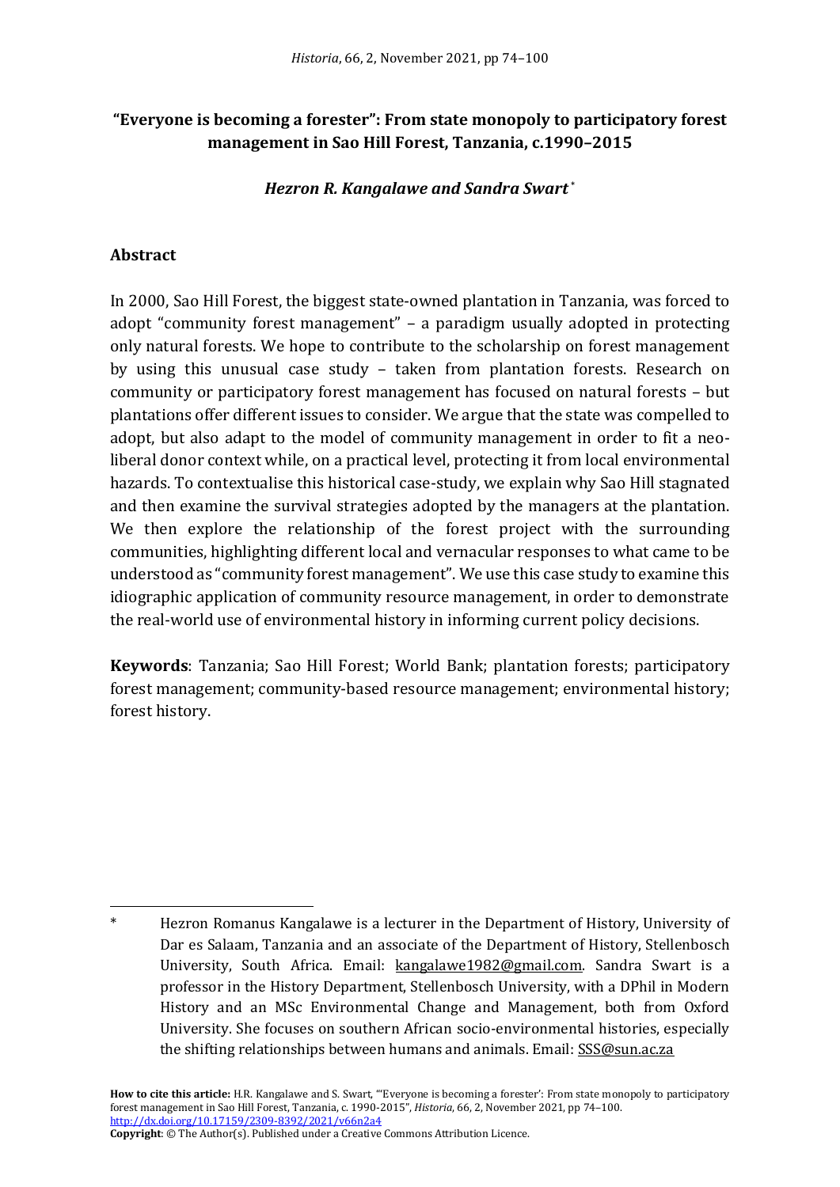# "Everyone is becoming a forester": From state monopoly to participatory forest management in Sao Hill Forest, Tanzania, c.1990–2015

***Hezron R. Kangalawe and Sandra Swart*** [*]

## Abstract

In 2000, Sao Hill Forest, the biggest state-owned plantation in Tanzania, was forced to adopt "community forest management" – a paradigm usually adopted in protecting only natural forests. We hope to contribute to the scholarship on forest management by using this unusual case study – taken from plantation forests. Research on community or participatory forest management has focused on natural forests – but plantations offer different issues to consider. We argue that the state was compelled to adopt, but also adapt to the model of community management in order to fit a neo-liberal donor context while, on a practical level, protecting it from local environmental hazards. To contextualise this historical case-study, we explain why Sao Hill stagnated and then examine the survival strategies adopted by the managers at the plantation. We then explore the relationship of the forest project with the surrounding communities, highlighting different local and vernacular responses to what came to be understood as "community forest management". We use this case study to examine this idiographic application of community resource management, in order to demonstrate the real-world use of environmental history in informing current policy decisions.

**Keywords**: Tanzania; Sao Hill Forest; World Bank; plantation forests; participatory forest management; community-based resource management; environmental history; forest history.

---

[*] Hezron Romanus Kangalawe is a lecturer in the Department of History, University of Dar es Salaam, Tanzania and an associate of the Department of History, Stellenbosch University, South Africa. Email: kangalawe1982@gmail.com. Sandra Swart is a professor in the History Department, Stellenbosch University, with a DPhil in Modern History and an MSc Environmental Change and Management, both from Oxford University. She focuses on southern African socio-environmental histories, especially the shifting relationships between humans and animals. Email: SSS@sun.ac.za

**How to cite this article:** H.R. Kangalawe and S. Swart, "'Everyone is becoming a forester': From state monopoly to participatory forest management in Sao Hill Forest, Tanzania, c. 1990-2015", *Historia*, 66, 2, November 2021, pp 74–100. http://dx.doi.org/10.17159/2309-8392/2021/v66n2a4

**Copyright**: © The Author(s). Published under a Creative Commons Attribution Licence.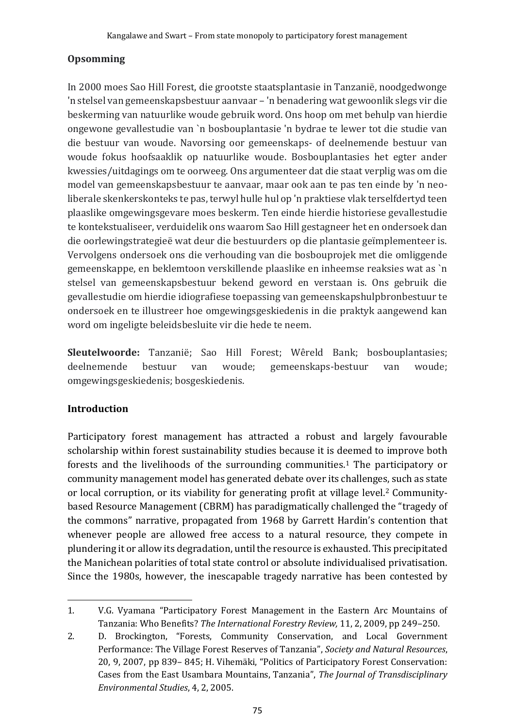## Opsomming

In 2000 moes Sao Hill Forest, die grootste staatsplantasie in Tanzanië, noodgedwonge 'n stelsel van gemeenskapsbestuur aanvaar – 'n benadering wat gewoonlik slegs vir die beskerming van natuurlike woude gebruik word. Ons hoop om met behulp van hierdie ongewone gevallestudie van `n bosbouplantasie 'n bydrae te lewer tot die studie van die bestuur van woude. Navorsing oor gemeenskaps- of deelnemende bestuur van woude fokus hoofsaaklik op natuurlike woude. Bosbouplantasies het egter ander kwessies/uitdagings om te oorweeg. Ons argumenteer dat die staat verplig was om die model van gemeenskapsbestuur te aanvaar, maar ook aan te pas ten einde by 'n neo-liberale skenkerskonteks te pas, terwyl hulle hul op 'n praktiese vlak terselfdertyd teen plaaslike omgewingsgevare moes beskerm. Ten einde hierdie historiese gevallestudie te kontekstualiseer, verduidelik ons waarom Sao Hill gestagneer het en ondersoek dan die oorlewingstrategieë wat deur die bestuurders op die plantasie geïmplementeer is. Vervolgens ondersoek ons die verhouding van die bosbouprojek met die omliggende gemeenskappe, en beklemtoon verskillende plaaslike en inheemse reaksies wat as `n stelsel van gemeenskapsbestuur bekend geword en verstaan is. Ons gebruik die gevallestudie om hierdie idiografiese toepassing van gemeenskapshulpbronbestuur te ondersoek en te illustreer hoe omgewingsgeskiedenis in die praktyk aangewend kan word om ingeligte beleidsbesluite vir die hede te neem.

**Sleutelwoorde:** Tanzanië; Sao Hill Forest; Wêreld Bank; bosbouplantasies; deelnemende bestuur van woude; gemeenskaps-bestuur van woude; omgewingsgeskiedenis; bosgeskiedenis.

## Introduction

Participatory forest management has attracted a robust and largely favourable scholarship within forest sustainability studies because it is deemed to improve both forests and the livelihoods of the surrounding communities.[1] The participatory or community management model has generated debate over its challenges, such as state or local corruption, or its viability for generating profit at village level.[2] Community-based Resource Management (CBRM) has paradigmatically challenged the "tragedy of the commons" narrative, propagated from 1968 by Garrett Hardin's contention that whenever people are allowed free access to a natural resource, they compete in plundering it or allow its degradation, until the resource is exhausted. This precipitated the Manichean polarities of total state control or absolute individualised privatisation. Since the 1980s, however, the inescapable tragedy narrative has been contested by

1. V.G. Vyamana "Participatory Forest Management in the Eastern Arc Mountains of Tanzania: Who Benefits? *The International Forestry Review,* 11, 2, 2009, pp 249–250.
2. D. Brockington, "Forests, Community Conservation, and Local Government Performance: The Village Forest Reserves of Tanzania", *Society and Natural Resources*, 20, 9, 2007, pp 839– 845; H. Vihemäki, "Politics of Participatory Forest Conservation: Cases from the East Usambara Mountains, Tanzania", *The Journal of Transdisciplinary Environmental Studies*, 4, 2, 2005.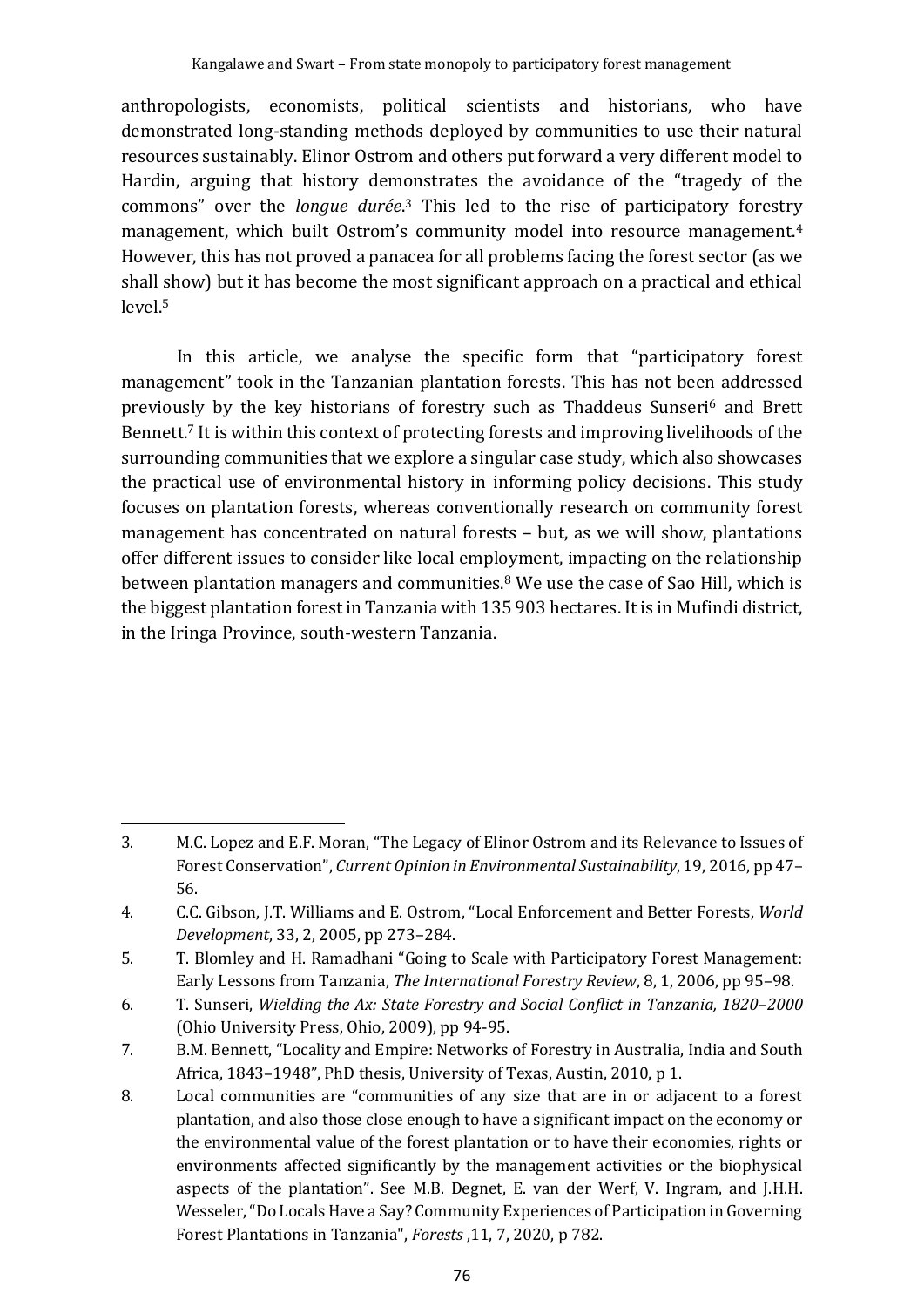anthropologists, economists, political scientists and historians, who have demonstrated long-standing methods deployed by communities to use their natural resources sustainably. Elinor Ostrom and others put forward a very different model to Hardin, arguing that history demonstrates the avoidance of the "tragedy of the commons" over the *longue durée*.[3] This led to the rise of participatory forestry management, which built Ostrom's community model into resource management.[4] However, this has not proved a panacea for all problems facing the forest sector (as we shall show) but it has become the most significant approach on a practical and ethical level.[5]

In this article, we analyse the specific form that "participatory forest management" took in the Tanzanian plantation forests. This has not been addressed previously by the key historians of forestry such as Thaddeus Sunseri[6] and Brett Bennett.[7] It is within this context of protecting forests and improving livelihoods of the surrounding communities that we explore a singular case study, which also showcases the practical use of environmental history in informing policy decisions. This study focuses on plantation forests, whereas conventionally research on community forest management has concentrated on natural forests – but, as we will show, plantations offer different issues to consider like local employment, impacting on the relationship between plantation managers and communities.[8] We use the case of Sao Hill, which is the biggest plantation forest in Tanzania with 135 903 hectares. It is in Mufindi district, in the Iringa Province, south-western Tanzania.

---

3. M.C. Lopez and E.F. Moran, "The Legacy of Elinor Ostrom and its Relevance to Issues of Forest Conservation", *Current Opinion in Environmental Sustainability*, 19, 2016, pp 47–56.
4. C.C. Gibson, J.T. Williams and E. Ostrom, "Local Enforcement and Better Forests, *World Development*, 33, 2, 2005, pp 273–284.
5. T. Blomley and H. Ramadhani "Going to Scale with Participatory Forest Management: Early Lessons from Tanzania, *The International Forestry Review*, 8, 1, 2006, pp 95–98.
6. T. Sunseri, *Wielding the Ax: State Forestry and Social Conflict in Tanzania, 1820–2000* (Ohio University Press, Ohio, 2009), pp 94-95.
7. B.M. Bennett, "Locality and Empire: Networks of Forestry in Australia, India and South Africa, 1843–1948", PhD thesis, University of Texas, Austin, 2010, p 1.
8. Local communities are "communities of any size that are in or adjacent to a forest plantation, and also those close enough to have a significant impact on the economy or the environmental value of the forest plantation or to have their economies, rights or environments affected significantly by the management activities or the biophysical aspects of the plantation". See M.B. Degnet, E. van der Werf, V. Ingram, and J.H.H. Wesseler, "Do Locals Have a Say? Community Experiences of Participation in Governing Forest Plantations in Tanzania", *Forests* ,11, 7, 2020, p 782.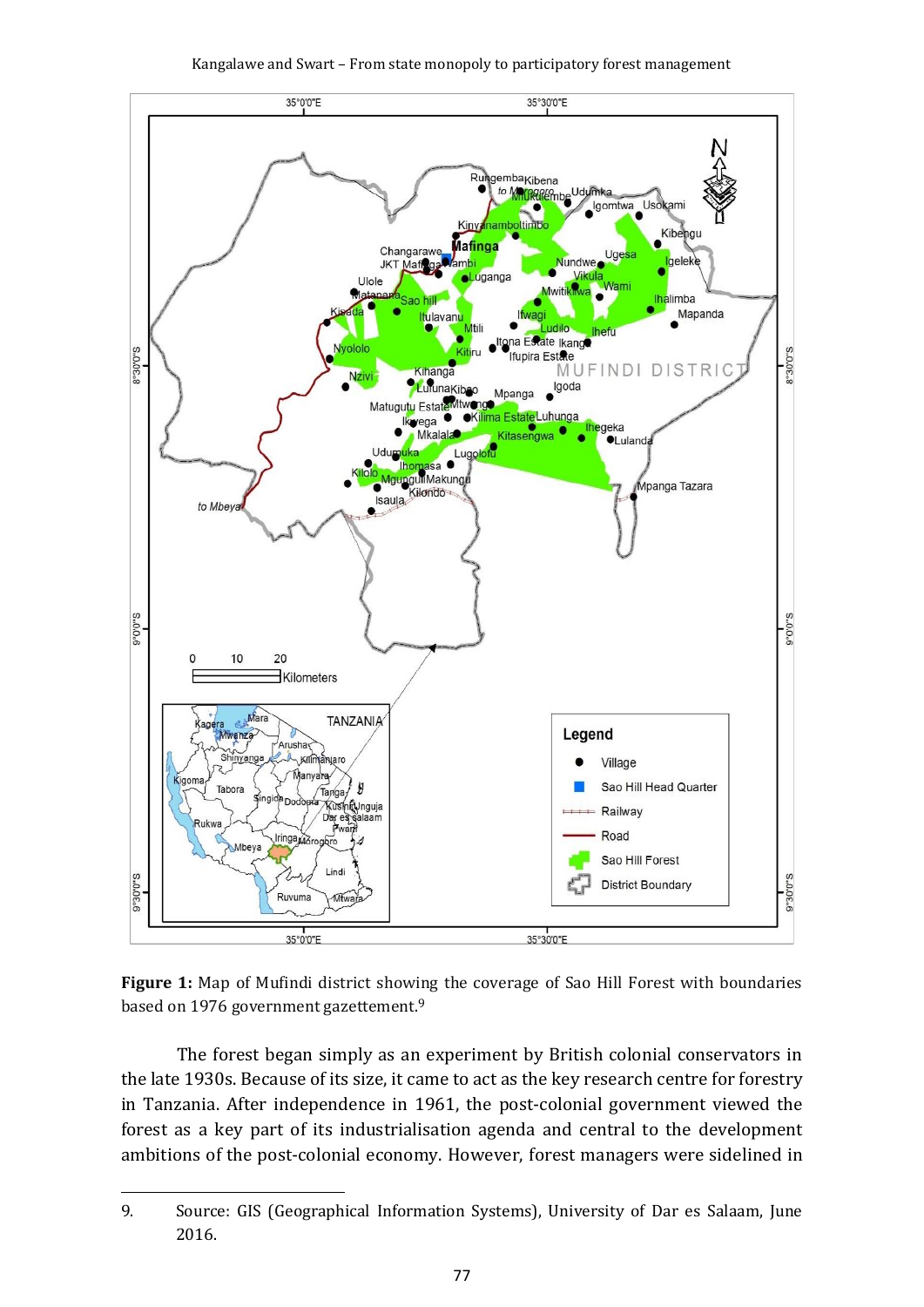**Figure 1:** Map of Mufindi district showing the coverage of Sao Hill Forest with boundaries based on 1976 government gazettement.[9]

The forest began simply as an experiment by British colonial conservators in the late 1930s. Because of its size, it came to act as the key research centre for forestry in Tanzania. After independence in 1961, the post-colonial government viewed the forest as a key part of its industrialisation agenda and central to the development ambitions of the post-colonial economy. However, forest managers were sidelined in

9. Source: GIS (Geographical Information Systems), University of Dar es Salaam, June 2016.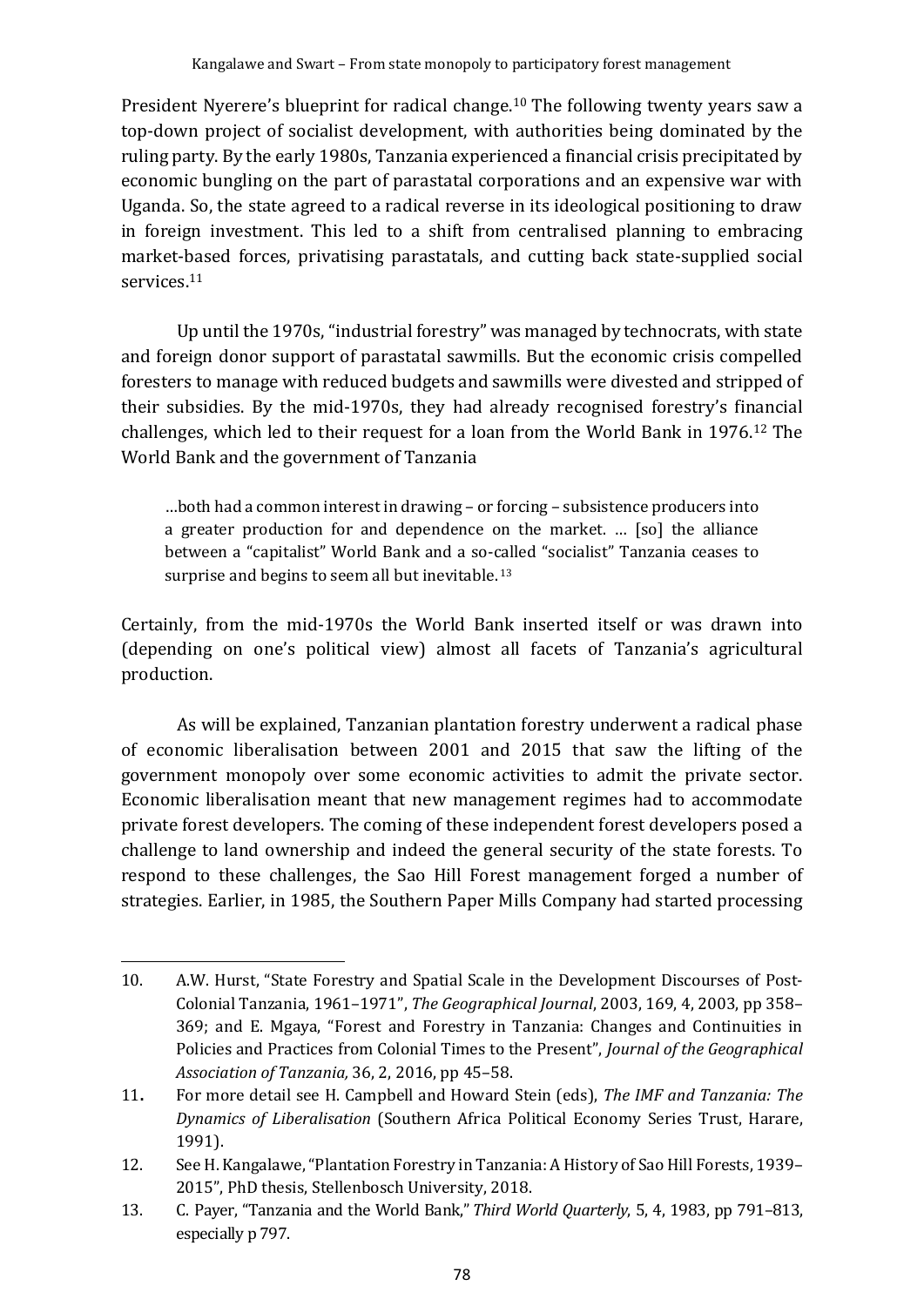President Nyerere's blueprint for radical change.[10] The following twenty years saw a top-down project of socialist development, with authorities being dominated by the ruling party. By the early 1980s, Tanzania experienced a financial crisis precipitated by economic bungling on the part of parastatal corporations and an expensive war with Uganda. So, the state agreed to a radical reverse in its ideological positioning to draw in foreign investment. This led to a shift from centralised planning to embracing market-based forces, privatising parastatals, and cutting back state-supplied social services.[11]

Up until the 1970s, "industrial forestry" was managed by technocrats, with state and foreign donor support of parastatal sawmills. But the economic crisis compelled foresters to manage with reduced budgets and sawmills were divested and stripped of their subsidies. By the mid-1970s, they had already recognised forestry's financial challenges, which led to their request for a loan from the World Bank in 1976.[12] The World Bank and the government of Tanzania

> …both had a common interest in drawing – or forcing – subsistence producers into a greater production for and dependence on the market. … [so] the alliance between a "capitalist" World Bank and a so-called "socialist" Tanzania ceases to surprise and begins to seem all but inevitable.[13]

Certainly, from the mid-1970s the World Bank inserted itself or was drawn into (depending on one's political view) almost all facets of Tanzania's agricultural production.

As will be explained, Tanzanian plantation forestry underwent a radical phase of economic liberalisation between 2001 and 2015 that saw the lifting of the government monopoly over some economic activities to admit the private sector. Economic liberalisation meant that new management regimes had to accommodate private forest developers. The coming of these independent forest developers posed a challenge to land ownership and indeed the general security of the state forests. To respond to these challenges, the Sao Hill Forest management forged a number of strategies. Earlier, in 1985, the Southern Paper Mills Company had started processing

---

10. A.W. Hurst, "State Forestry and Spatial Scale in the Development Discourses of Post-Colonial Tanzania, 1961–1971", *The Geographical Journal*, 2003, 169, 4, 2003, pp 358–369; and E. Mgaya, "Forest and Forestry in Tanzania: Changes and Continuities in Policies and Practices from Colonial Times to the Present", *Journal of the Geographical Association of Tanzania,* 36, 2, 2016, pp 45–58.
11. For more detail see H. Campbell and Howard Stein (eds), *The IMF and Tanzania: The Dynamics of Liberalisation* (Southern Africa Political Economy Series Trust, Harare, 1991).
12. See H. Kangalawe, "Plantation Forestry in Tanzania: A History of Sao Hill Forests, 1939–2015", PhD thesis, Stellenbosch University, 2018.
13. C. Payer, "Tanzania and the World Bank," *Third World Quarterly*, 5, 4, 1983, pp 791–813, especially p 797.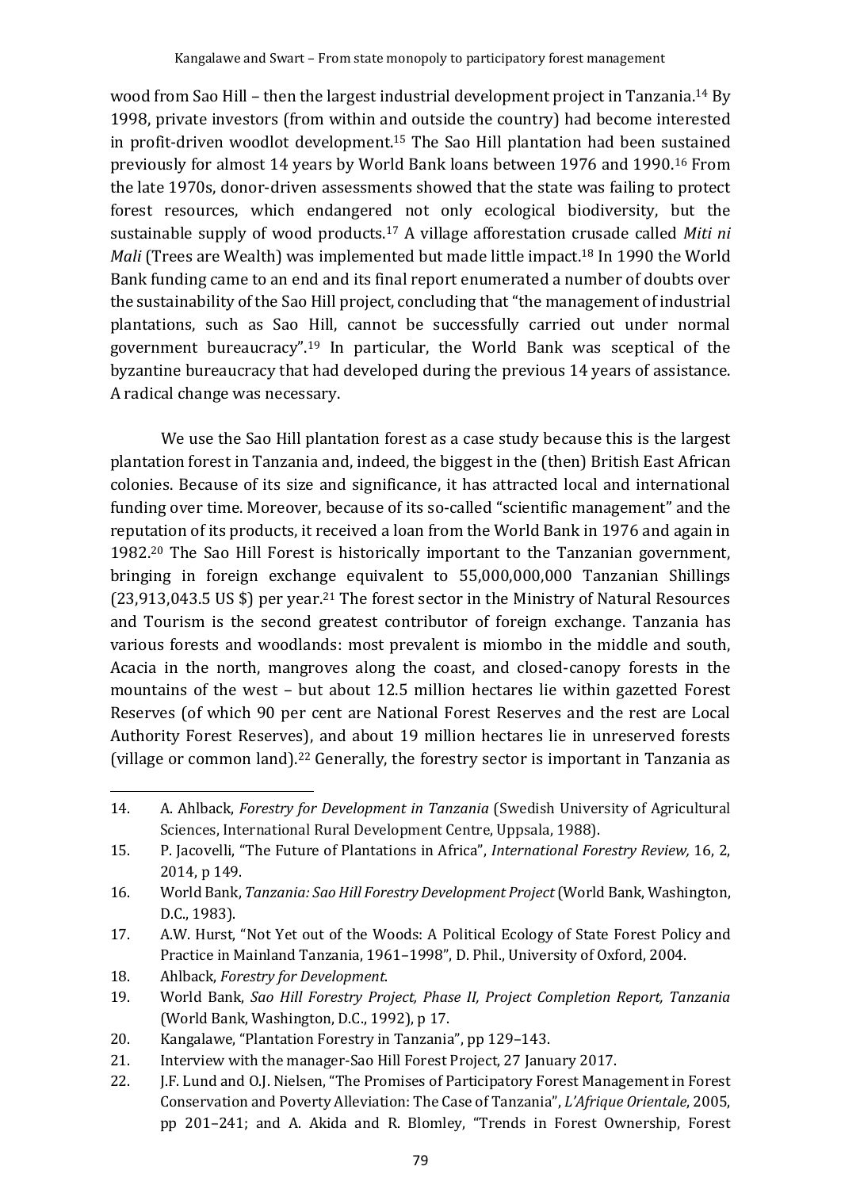wood from Sao Hill – then the largest industrial development project in Tanzania.[14] By 1998, private investors (from within and outside the country) had become interested in profit-driven woodlot development.[15] The Sao Hill plantation had been sustained previously for almost 14 years by World Bank loans between 1976 and 1990.[16] From the late 1970s, donor-driven assessments showed that the state was failing to protect forest resources, which endangered not only ecological biodiversity, but the sustainable supply of wood products.[17] A village afforestation crusade called *Miti ni Mali* (Trees are Wealth) was implemented but made little impact.[18] In 1990 the World Bank funding came to an end and its final report enumerated a number of doubts over the sustainability of the Sao Hill project, concluding that "the management of industrial plantations, such as Sao Hill, cannot be successfully carried out under normal government bureaucracy".[19] In particular, the World Bank was sceptical of the byzantine bureaucracy that had developed during the previous 14 years of assistance. A radical change was necessary.

We use the Sao Hill plantation forest as a case study because this is the largest plantation forest in Tanzania and, indeed, the biggest in the (then) British East African colonies. Because of its size and significance, it has attracted local and international funding over time. Moreover, because of its so-called "scientific management" and the reputation of its products, it received a loan from the World Bank in 1976 and again in 1982.[20] The Sao Hill Forest is historically important to the Tanzanian government, bringing in foreign exchange equivalent to 55,000,000,000 Tanzanian Shillings (23,913,043.5 US $) per year.[21] The forest sector in the Ministry of Natural Resources and Tourism is the second greatest contributor of foreign exchange. Tanzania has various forests and woodlands: most prevalent is miombo in the middle and south, Acacia in the north, mangroves along the coast, and closed-canopy forests in the mountains of the west – but about 12.5 million hectares lie within gazetted Forest Reserves (of which 90 per cent are National Forest Reserves and the rest are Local Authority Forest Reserves), and about 19 million hectares lie in unreserved forests (village or common land).[22] Generally, the forestry sector is important in Tanzania as

---

14. A. Ahlback, *Forestry for Development in Tanzania* (Swedish University of Agricultural Sciences, International Rural Development Centre, Uppsala, 1988).
15. P. Jacovelli, "The Future of Plantations in Africa", *International Forestry Review,* 16, 2, 2014, p 149.
16. World Bank, *Tanzania: Sao Hill Forestry Development Project* (World Bank, Washington, D.C., 1983).
17. A.W. Hurst, "Not Yet out of the Woods: A Political Ecology of State Forest Policy and Practice in Mainland Tanzania, 1961–1998", D. Phil., University of Oxford, 2004.
18. Ahlback, *Forestry for Development*.
19. World Bank, *Sao Hill Forestry Project, Phase II, Project Completion Report, Tanzania* (World Bank, Washington, D.C., 1992), p 17.
20. Kangalawe, "Plantation Forestry in Tanzania", pp 129–143.
21. Interview with the manager-Sao Hill Forest Project, 27 January 2017.
22. J.F. Lund and O.J. Nielsen, "The Promises of Participatory Forest Management in Forest Conservation and Poverty Alleviation: The Case of Tanzania", *L'Afrique Orientale*, 2005, pp 201–241; and A. Akida and R. Blomley, "Trends in Forest Ownership, Forest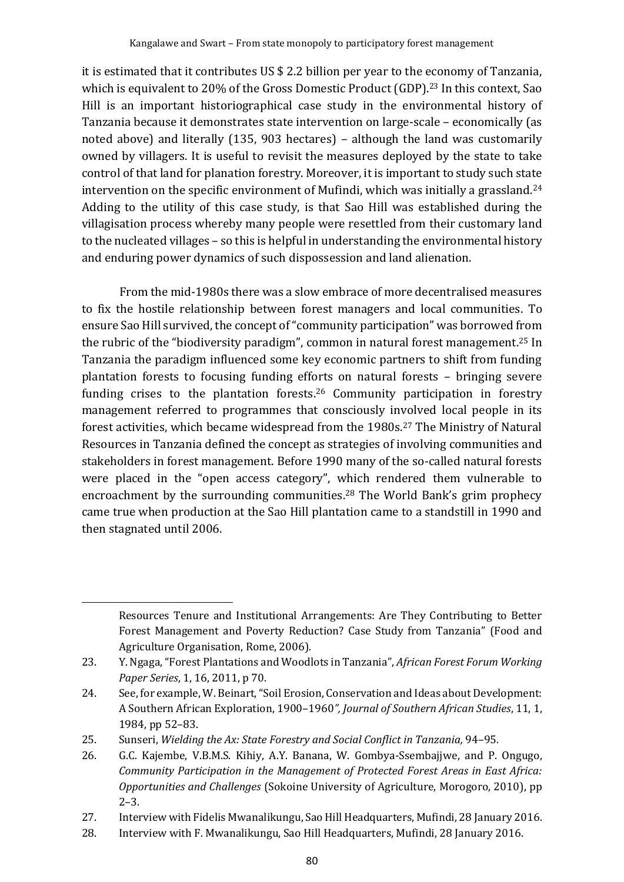it is estimated that it contributes US $ 2.2 billion per year to the economy of Tanzania, which is equivalent to 20% of the Gross Domestic Product (GDP).[23] In this context, Sao Hill is an important historiographical case study in the environmental history of Tanzania because it demonstrates state intervention on large-scale – economically (as noted above) and literally (135, 903 hectares) – although the land was customarily owned by villagers. It is useful to revisit the measures deployed by the state to take control of that land for planation forestry. Moreover, it is important to study such state intervention on the specific environment of Mufindi, which was initially a grassland.[24] Adding to the utility of this case study, is that Sao Hill was established during the villagisation process whereby many people were resettled from their customary land to the nucleated villages – so this is helpful in understanding the environmental history and enduring power dynamics of such dispossession and land alienation.

From the mid-1980s there was a slow embrace of more decentralised measures to fix the hostile relationship between forest managers and local communities. To ensure Sao Hill survived, the concept of "community participation" was borrowed from the rubric of the "biodiversity paradigm", common in natural forest management.[25] In Tanzania the paradigm influenced some key economic partners to shift from funding plantation forests to focusing funding efforts on natural forests – bringing severe funding crises to the plantation forests.[26] Community participation in forestry management referred to programmes that consciously involved local people in its forest activities, which became widespread from the 1980s.[27] The Ministry of Natural Resources in Tanzania defined the concept as strategies of involving communities and stakeholders in forest management. Before 1990 many of the so-called natural forests were placed in the "open access category", which rendered them vulnerable to encroachment by the surrounding communities.[28] The World Bank's grim prophecy came true when production at the Sao Hill plantation came to a standstill in 1990 and then stagnated until 2006.

---

Resources Tenure and Institutional Arrangements: Are They Contributing to Better Forest Management and Poverty Reduction? Case Study from Tanzania" (Food and Agriculture Organisation, Rome, 2006).

23. Y. Ngaga, "Forest Plantations and Woodlots in Tanzania", *African Forest Forum Working Paper Series*, 1, 16, 2011, p 70.
24. See, for example, W. Beinart, "Soil Erosion, Conservation and Ideas about Development: A Southern African Exploration, 1900–1960*", Journal of Southern African Studies*, 11, 1, 1984, pp 52–83.
25. Sunseri, *Wielding the Ax: State Forestry and Social Conflict in Tanzania,* 94–95.
26. G.C. Kajembe, V.B.M.S. Kihiy, A.Y. Banana, W. Gombya-Ssembajjwe, and P. Ongugo, *Community Participation in the Management of Protected Forest Areas in East Africa: Opportunities and Challenges* (Sokoine University of Agriculture, Morogoro, 2010), pp 2–3.
27. Interview with Fidelis Mwanalikungu, Sao Hill Headquarters, Mufindi, 28 January 2016.
28. Interview with F. Mwanalikungu, Sao Hill Headquarters, Mufindi, 28 January 2016.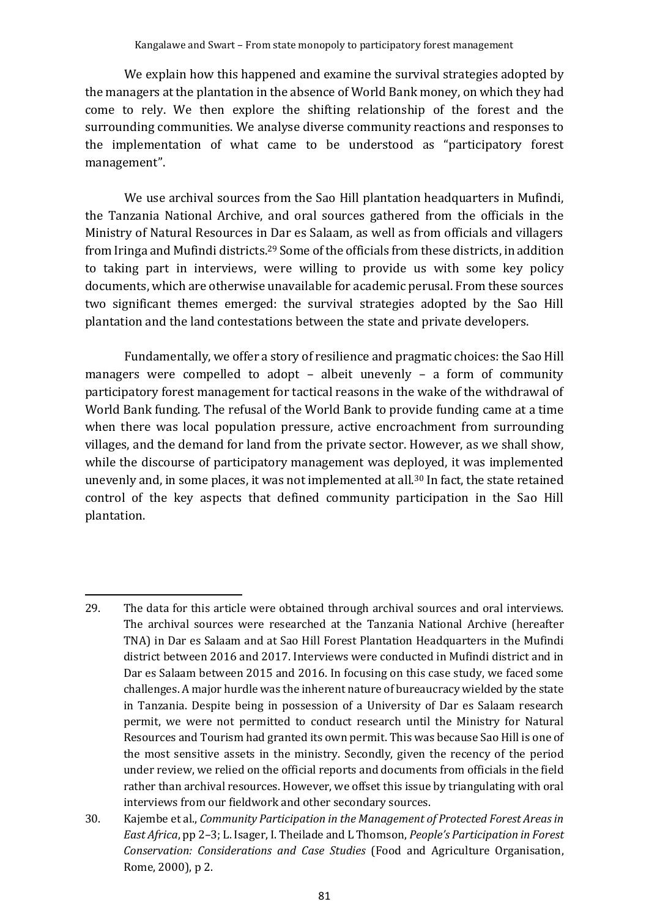We explain how this happened and examine the survival strategies adopted by the managers at the plantation in the absence of World Bank money, on which they had come to rely. We then explore the shifting relationship of the forest and the surrounding communities. We analyse diverse community reactions and responses to the implementation of what came to be understood as "participatory forest management".

We use archival sources from the Sao Hill plantation headquarters in Mufindi, the Tanzania National Archive, and oral sources gathered from the officials in the Ministry of Natural Resources in Dar es Salaam, as well as from officials and villagers from Iringa and Mufindi districts.[29] Some of the officials from these districts, in addition to taking part in interviews, were willing to provide us with some key policy documents, which are otherwise unavailable for academic perusal. From these sources two significant themes emerged: the survival strategies adopted by the Sao Hill plantation and the land contestations between the state and private developers.

Fundamentally, we offer a story of resilience and pragmatic choices: the Sao Hill managers were compelled to adopt – albeit unevenly – a form of community participatory forest management for tactical reasons in the wake of the withdrawal of World Bank funding. The refusal of the World Bank to provide funding came at a time when there was local population pressure, active encroachment from surrounding villages, and the demand for land from the private sector. However, as we shall show, while the discourse of participatory management was deployed, it was implemented unevenly and, in some places, it was not implemented at all.[30] In fact, the state retained control of the key aspects that defined community participation in the Sao Hill plantation.

---

29. The data for this article were obtained through archival sources and oral interviews. The archival sources were researched at the Tanzania National Archive (hereafter TNA) in Dar es Salaam and at Sao Hill Forest Plantation Headquarters in the Mufindi district between 2016 and 2017. Interviews were conducted in Mufindi district and in Dar es Salaam between 2015 and 2016. In focusing on this case study, we faced some challenges. A major hurdle was the inherent nature of bureaucracy wielded by the state in Tanzania. Despite being in possession of a University of Dar es Salaam research permit, we were not permitted to conduct research until the Ministry for Natural Resources and Tourism had granted its own permit. This was because Sao Hill is one of the most sensitive assets in the ministry. Secondly, given the recency of the period under review, we relied on the official reports and documents from officials in the field rather than archival resources. However, we offset this issue by triangulating with oral interviews from our fieldwork and other secondary sources.

30. Kajembe et al., *Community Participation in the Management of Protected Forest Areas in East Africa*, pp 2–3; L. Isager, I. Theilade and L Thomson, *People's Participation in Forest Conservation: Considerations and Case Studies* (Food and Agriculture Organisation, Rome, 2000), p 2.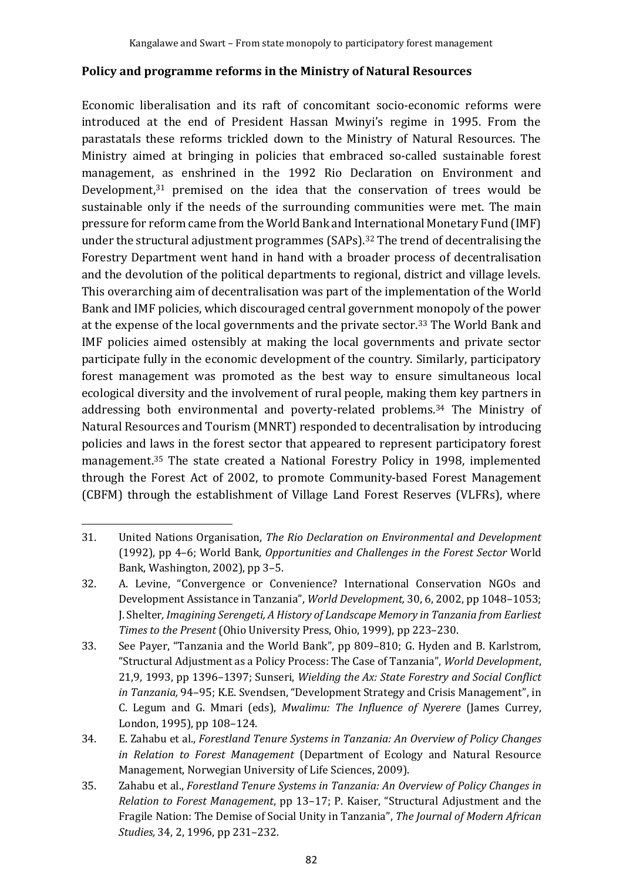**Policy and programme reforms in the Ministry of Natural Resources**

Economic liberalisation and its raft of concomitant socio-economic reforms were introduced at the end of President Hassan Mwinyi's regime in 1995. From the parastatals these reforms trickled down to the Ministry of Natural Resources. The Ministry aimed at bringing in policies that embraced so-called sustainable forest management, as enshrined in the 1992 Rio Declaration on Environment and Development,[31] premised on the idea that the conservation of trees would be sustainable only if the needs of the surrounding communities were met. The main pressure for reform came from the World Bank and International Monetary Fund (IMF) under the structural adjustment programmes (SAPs).[32] The trend of decentralising the Forestry Department went hand in hand with a broader process of decentralisation and the devolution of the political departments to regional, district and village levels. This overarching aim of decentralisation was part of the implementation of the World Bank and IMF policies, which discouraged central government monopoly of the power at the expense of the local governments and the private sector.[33] The World Bank and IMF policies aimed ostensibly at making the local governments and private sector participate fully in the economic development of the country. Similarly, participatory forest management was promoted as the best way to ensure simultaneous local ecological diversity and the involvement of rural people, making them key partners in addressing both environmental and poverty-related problems.[34] The Ministry of Natural Resources and Tourism (MNRT) responded to decentralisation by introducing policies and laws in the forest sector that appeared to represent participatory forest management.[35] The state created a National Forestry Policy in 1998, implemented through the Forest Act of 2002, to promote Community-based Forest Management (CBFM) through the establishment of Village Land Forest Reserves (VLFRs), where

---

31. United Nations Organisation, *The Rio Declaration on Environmental and Development* (1992), pp 4–6; World Bank*, Opportunities and Challenges in the Forest Sector* World Bank, Washington, 2002), pp 3–5.

32. A. Levine, "Convergence or Convenience? International Conservation NGOs and Development Assistance in Tanzania", *World Development,* 30, 6, 2002, pp 1048–1053; J. Shelter*, Imagining Serengeti, A History of Landscape Memory in Tanzania from Earliest Times to the Present* (Ohio University Press, Ohio, 1999), pp 223–230.

33. See Payer, "Tanzania and the World Bank", pp 809–810; G. Hyden and B. Karlstrom, "Structural Adjustment as a Policy Process: The Case of Tanzania", *World Development*, 21,9, 1993, pp 1396–1397; Sunseri, *Wielding the Ax: State Forestry and Social Conflict in Tanzania,* 94–95; K.E. Svendsen, "Development Strategy and Crisis Management", in C. Legum and G. Mmari (eds), *Mwalimu: The Influence of Nyerere* (James Currey, London, 1995), pp 108–124.

34. E. Zahabu et al., *Forestland Tenure Systems in Tanzania: An Overview of Policy Changes in Relation to Forest Management* (Department of Ecology and Natural Resource Management, Norwegian University of Life Sciences, 2009).

35. Zahabu et al., *Forestland Tenure Systems in Tanzania: An Overview of Policy Changes in Relation to Forest Management*, pp 13–17; P. Kaiser, "Structural Adjustment and the Fragile Nation: The Demise of Social Unity in Tanzania", *The Journal of Modern African Studies,* 34, 2, 1996, pp 231–232.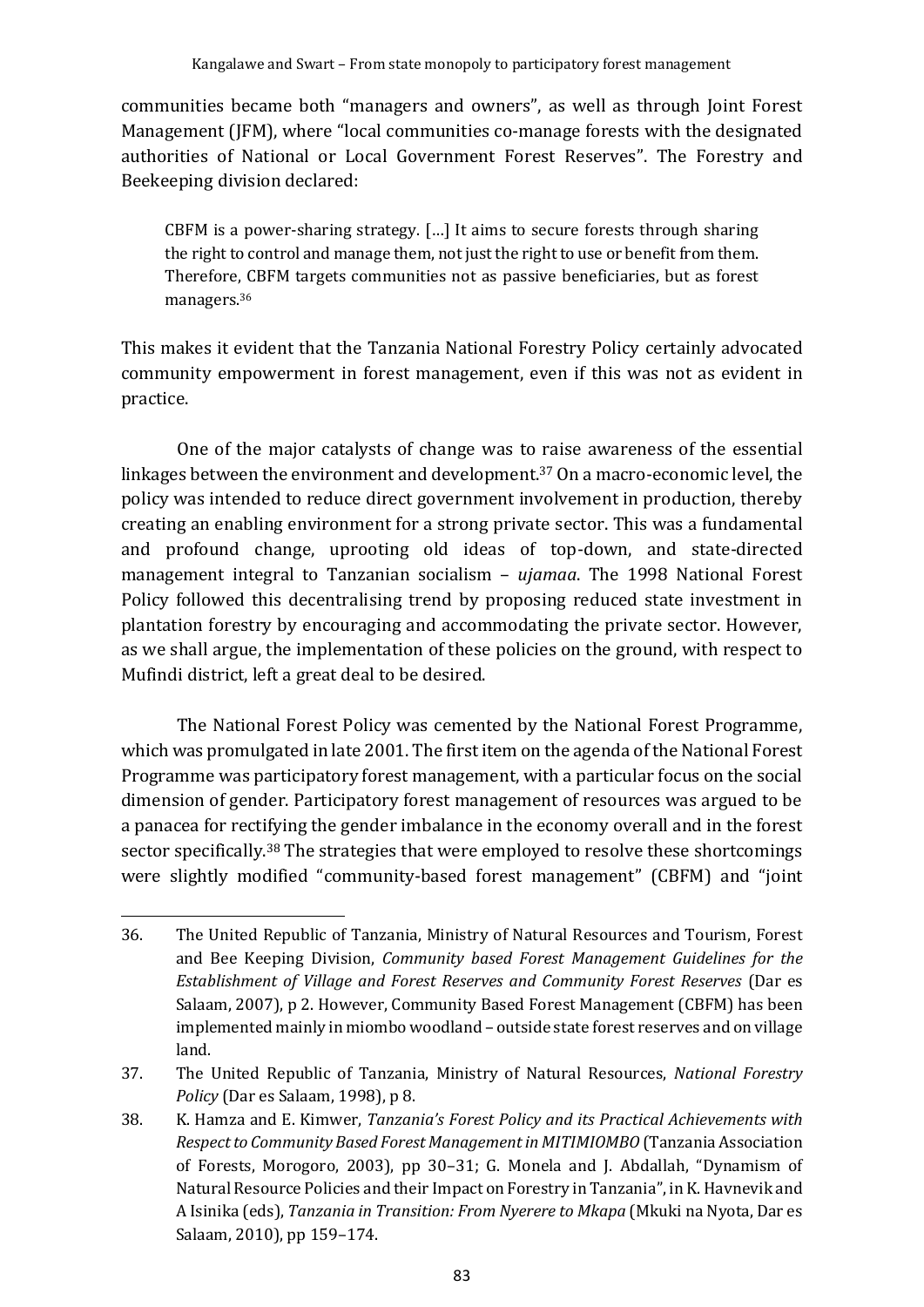communities became both "managers and owners", as well as through Joint Forest Management (JFM), where "local communities co-manage forests with the designated authorities of National or Local Government Forest Reserves". The Forestry and Beekeeping division declared:

> CBFM is a power-sharing strategy. […] It aims to secure forests through sharing the right to control and manage them, not just the right to use or benefit from them. Therefore, CBFM targets communities not as passive beneficiaries, but as forest managers.[36]

This makes it evident that the Tanzania National Forestry Policy certainly advocated community empowerment in forest management, even if this was not as evident in practice.

One of the major catalysts of change was to raise awareness of the essential linkages between the environment and development.[37] On a macro-economic level, the policy was intended to reduce direct government involvement in production, thereby creating an enabling environment for a strong private sector. This was a fundamental and profound change, uprooting old ideas of top-down, and state-directed management integral to Tanzanian socialism – *ujamaa*. The 1998 National Forest Policy followed this decentralising trend by proposing reduced state investment in plantation forestry by encouraging and accommodating the private sector. However, as we shall argue, the implementation of these policies on the ground, with respect to Mufindi district, left a great deal to be desired.

The National Forest Policy was cemented by the National Forest Programme, which was promulgated in late 2001. The first item on the agenda of the National Forest Programme was participatory forest management, with a particular focus on the social dimension of gender. Participatory forest management of resources was argued to be a panacea for rectifying the gender imbalance in the economy overall and in the forest sector specifically.[38] The strategies that were employed to resolve these shortcomings were slightly modified "community-based forest management" (CBFM) and "joint

---

36. The United Republic of Tanzania, Ministry of Natural Resources and Tourism, Forest and Bee Keeping Division, *Community based Forest Management Guidelines for the Establishment of Village and Forest Reserves and Community Forest Reserves* (Dar es Salaam, 2007), p 2. However, Community Based Forest Management (CBFM) has been implemented mainly in miombo woodland – outside state forest reserves and on village land.

37. The United Republic of Tanzania, Ministry of Natural Resources, *National Forestry Policy* (Dar es Salaam, 1998), p 8.

38. K. Hamza and E. Kimwer, *Tanzania's Forest Policy and its Practical Achievements with Respect to Community Based Forest Management in MITIMIOMBO* (Tanzania Association of Forests, Morogoro, 2003), pp 30–31; G. Monela and J. Abdallah, "Dynamism of Natural Resource Policies and their Impact on Forestry in Tanzania", in K. Havnevik and A Isinika (eds), *Tanzania in Transition: From Nyerere to Mkapa* (Mkuki na Nyota, Dar es Salaam, 2010), pp 159–174.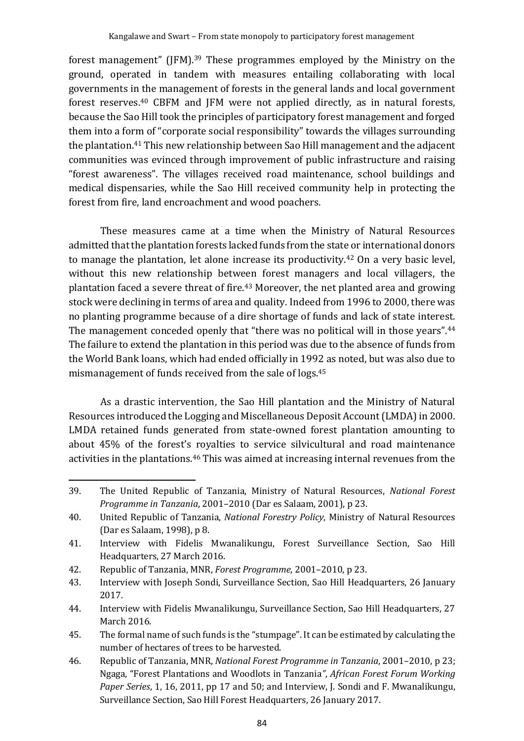forest management" (JFM).[39] These programmes employed by the Ministry on the ground, operated in tandem with measures entailing collaborating with local governments in the management of forests in the general lands and local government forest reserves.[40] CBFM and JFM were not applied directly, as in natural forests, because the Sao Hill took the principles of participatory forest management and forged them into a form of "corporate social responsibility" towards the villages surrounding the plantation.[41] This new relationship between Sao Hill management and the adjacent communities was evinced through improvement of public infrastructure and raising "forest awareness". The villages received road maintenance, school buildings and medical dispensaries, while the Sao Hill received community help in protecting the forest from fire, land encroachment and wood poachers.

These measures came at a time when the Ministry of Natural Resources admitted that the plantation forests lacked funds from the state or international donors to manage the plantation, let alone increase its productivity.[42] On a very basic level, without this new relationship between forest managers and local villagers, the plantation faced a severe threat of fire.[43] Moreover, the net planted area and growing stock were declining in terms of area and quality. Indeed from 1996 to 2000, there was no planting programme because of a dire shortage of funds and lack of state interest. The management conceded openly that "there was no political will in those years".[44] The failure to extend the plantation in this period was due to the absence of funds from the World Bank loans, which had ended officially in 1992 as noted, but was also due to mismanagement of funds received from the sale of logs.[45]

As a drastic intervention, the Sao Hill plantation and the Ministry of Natural Resources introduced the Logging and Miscellaneous Deposit Account (LMDA) in 2000. LMDA retained funds generated from state-owned forest plantation amounting to about 45% of the forest's royalties to service silvicultural and road maintenance activities in the plantations.[46] This was aimed at increasing internal revenues from the

---

39. The United Republic of Tanzania, Ministry of Natural Resources, *National Forest Programme in Tanzania*, 2001–2010 (Dar es Salaam, 2001), p 23.
40. United Republic of Tanzania, *National Forestry Policy*, Ministry of Natural Resources (Dar es Salaam, 1998), p 8.
41. Interview with Fidelis Mwanalikungu, Forest Surveillance Section, Sao Hill Headquarters, 27 March 2016.
42. Republic of Tanzania, MNR, *Forest Programme*, 2001–2010, p 23.
43. Interview with Joseph Sondi, Surveillance Section, Sao Hill Headquarters, 26 January 2017.
44. Interview with Fidelis Mwanalikungu, Surveillance Section, Sao Hill Headquarters, 27 March 2016.
45. The formal name of such funds is the "stumpage". It can be estimated by calculating the number of hectares of trees to be harvested.
46. Republic of Tanzania, MNR, *National Forest Programme in Tanzania*, 2001–2010, p 23; Ngaga, "Forest Plantations and Woodlots in Tanzania", *African Forest Forum Working Paper Series*, 1, 16, 2011, pp 17 and 50; and Interview, J. Sondi and F. Mwanalikungu, Surveillance Section, Sao Hill Forest Headquarters, 26 January 2017.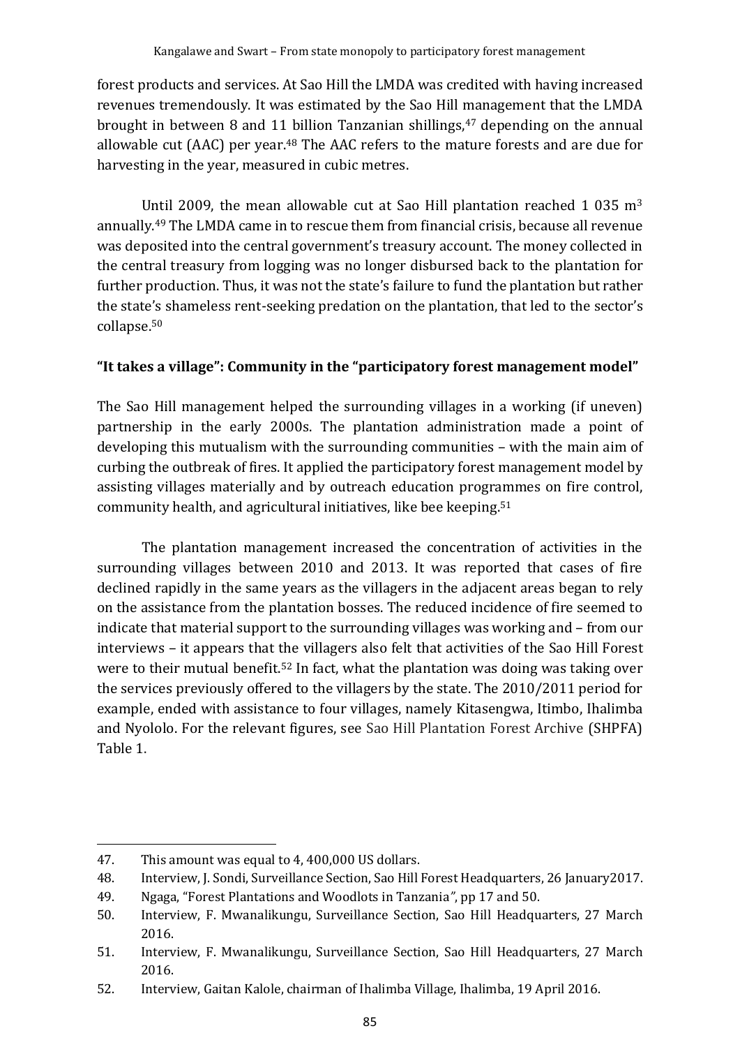forest products and services. At Sao Hill the LMDA was credited with having increased revenues tremendously. It was estimated by the Sao Hill management that the LMDA brought in between 8 and 11 billion Tanzanian shillings,[47] depending on the annual allowable cut (AAC) per year.[48] The AAC refers to the mature forests and are due for harvesting in the year, measured in cubic metres.

Until 2009, the mean allowable cut at Sao Hill plantation reached 1 035 $m^3$ annually.[49] The LMDA came in to rescue them from financial crisis, because all revenue was deposited into the central government's treasury account. The money collected in the central treasury from logging was no longer disbursed back to the plantation for further production. Thus, it was not the state's failure to fund the plantation but rather the state's shameless rent-seeking predation on the plantation, that led to the sector's collapse.[50]

**"It takes a village": Community in the "participatory forest management model"**

The Sao Hill management helped the surrounding villages in a working (if uneven) partnership in the early 2000s. The plantation administration made a point of developing this mutualism with the surrounding communities – with the main aim of curbing the outbreak of fires. It applied the participatory forest management model by assisting villages materially and by outreach education programmes on fire control, community health, and agricultural initiatives, like bee keeping.[51]

The plantation management increased the concentration of activities in the surrounding villages between 2010 and 2013. It was reported that cases of fire declined rapidly in the same years as the villagers in the adjacent areas began to rely on the assistance from the plantation bosses. The reduced incidence of fire seemed to indicate that material support to the surrounding villages was working and – from our interviews – it appears that the villagers also felt that activities of the Sao Hill Forest were to their mutual benefit.[52] In fact, what the plantation was doing was taking over the services previously offered to the villagers by the state. The 2010/2011 period for example, ended with assistance to four villages, namely Kitasengwa, Itimbo, Ihalimba and Nyololo. For the relevant figures, see Sao Hill Plantation Forest Archive (SHPFA) Table 1.

---

47. This amount was equal to 4, 400,000 US dollars.
48. Interview, J. Sondi, Surveillance Section, Sao Hill Forest Headquarters, 26 January2017.
49. Ngaga, "Forest Plantations and Woodlots in Tanzania", pp 17 and 50.
50. Interview, F. Mwanalikungu, Surveillance Section, Sao Hill Headquarters, 27 March 2016.
51. Interview, F. Mwanalikungu, Surveillance Section, Sao Hill Headquarters, 27 March 2016.
52. Interview, Gaitan Kalole, chairman of Ihalimba Village, Ihalimba, 19 April 2016.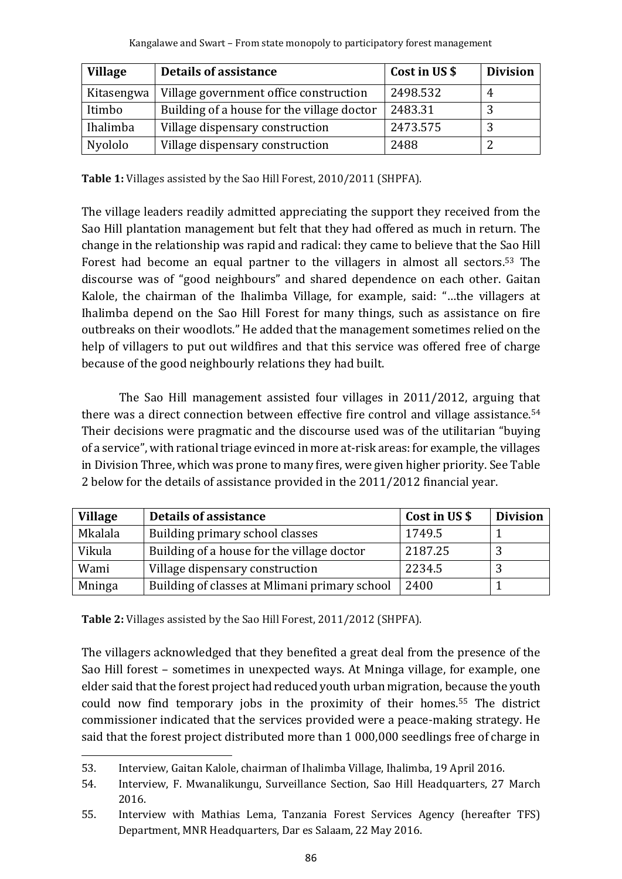| Village | Details of assistance | Cost in US $ | Division |
|---|---|---|---|
| Kitasengwa | Village government office construction | 2498.532 | 4 |
| Itimbo | Building of a house for the village doctor | 2483.31 | 3 |
| Ihalimba | Village dispensary construction | 2473.575 | 3 |
| Nyololo | Village dispensary construction | 2488 | 2 |

**Table 1:** Villages assisted by the Sao Hill Forest, 2010/2011 (SHPFA).

The village leaders readily admitted appreciating the support they received from the Sao Hill plantation management but felt that they had offered as much in return. The change in the relationship was rapid and radical: they came to believe that the Sao Hill Forest had become an equal partner to the villagers in almost all sectors.[53] The discourse was of "good neighbours" and shared dependence on each other. Gaitan Kalole, the chairman of the Ihalimba Village, for example, said: "…the villagers at Ihalimba depend on the Sao Hill Forest for many things, such as assistance on fire outbreaks on their woodlots." He added that the management sometimes relied on the help of villagers to put out wildfires and that this service was offered free of charge because of the good neighbourly relations they had built.

The Sao Hill management assisted four villages in 2011/2012, arguing that there was a direct connection between effective fire control and village assistance.[54] Their decisions were pragmatic and the discourse used was of the utilitarian "buying of a service", with rational triage evinced in more at-risk areas: for example, the villages in Division Three, which was prone to many fires, were given higher priority. See Table 2 below for the details of assistance provided in the 2011/2012 financial year.

| Village | Details of assistance | Cost in US $ | Division |
|---|---|---|---|
| Mkalala | Building primary school classes | 1749.5 | 1 |
| Vikula | Building of a house for the village doctor | 2187.25 | 3 |
| Wami | Village dispensary construction | 2234.5 | 3 |
| Mninga | Building of classes at Mlimani primary school | 2400 | 1 |

**Table 2:** Villages assisted by the Sao Hill Forest, 2011/2012 (SHPFA).

The villagers acknowledged that they benefited a great deal from the presence of the Sao Hill forest – sometimes in unexpected ways. At Mninga village, for example, one elder said that the forest project had reduced youth urban migration, because the youth could now find temporary jobs in the proximity of their homes.[55] The district commissioner indicated that the services provided were a peace-making strategy. He said that the forest project distributed more than 1 000,000 seedlings free of charge in

53. Interview, Gaitan Kalole, chairman of Ihalimba Village, Ihalimba, 19 April 2016.
54. Interview, F. Mwanalikungu, Surveillance Section, Sao Hill Headquarters, 27 March 2016.
55. Interview with Mathias Lema, Tanzania Forest Services Agency (hereafter TFS) Department, MNR Headquarters, Dar es Salaam, 22 May 2016.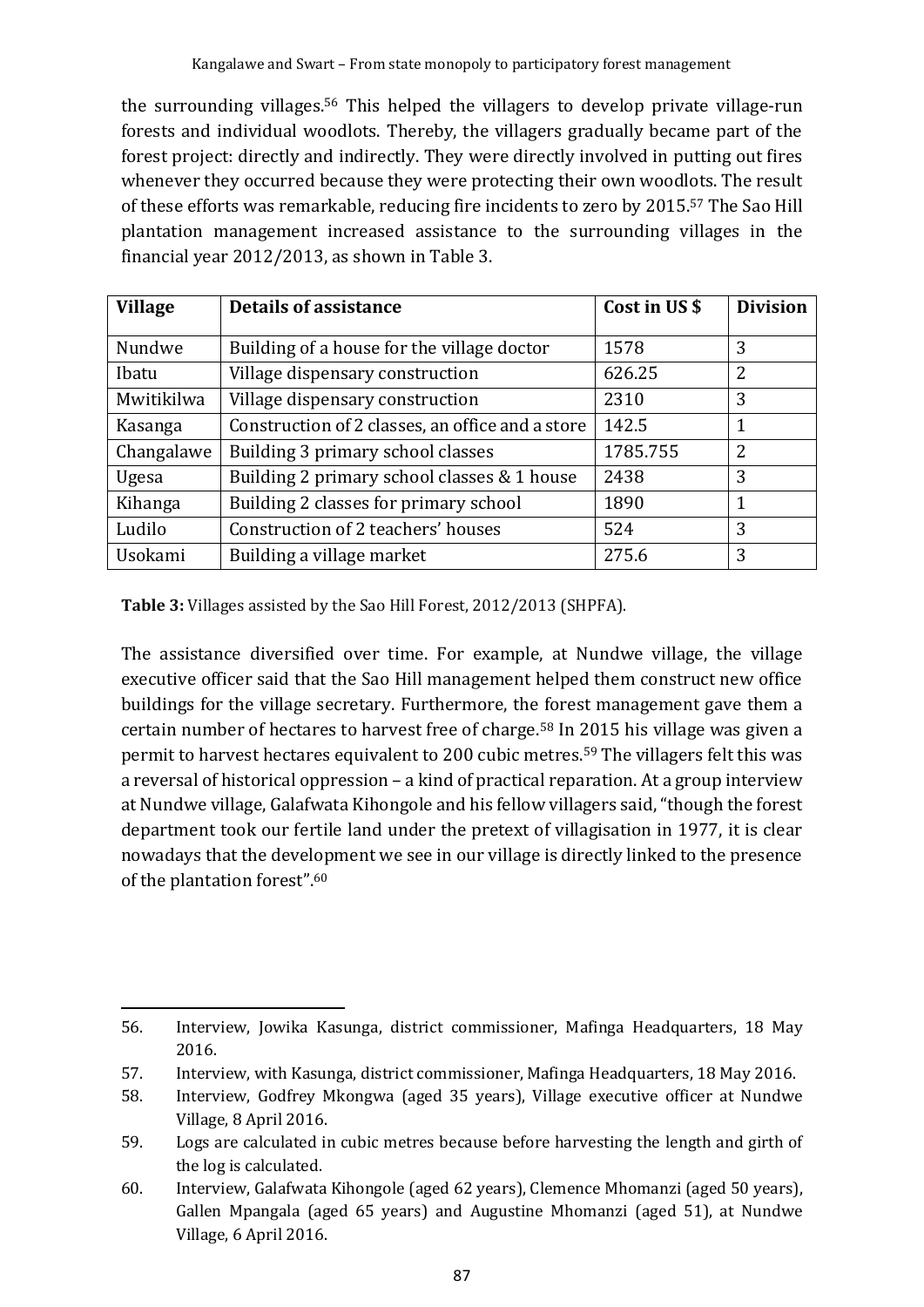the surrounding villages.[56] This helped the villagers to develop private village-run forests and individual woodlots. Thereby, the villagers gradually became part of the forest project: directly and indirectly. They were directly involved in putting out fires whenever they occurred because they were protecting their own woodlots. The result of these efforts was remarkable, reducing fire incidents to zero by 2015.[57] The Sao Hill plantation management increased assistance to the surrounding villages in the financial year 2012/2013, as shown in Table 3.

| Village | Details of assistance | Cost in US $ | Division |
|---|---|---|---|
| Nundwe | Building of a house for the village doctor | 1578 | 3 |
| Ibatu | Village dispensary construction | 626.25 | 2 |
| Mwitikilwa | Village dispensary construction | 2310 | 3 |
| Kasanga | Construction of 2 classes, an office and a store | 142.5 | 1 |
| Changalawe | Building 3 primary school classes | 1785.755 | 2 |
| Ugesa | Building 2 primary school classes & 1 house | 2438 | 3 |
| Kihanga | Building 2 classes for primary school | 1890 | 1 |
| Ludilo | Construction of 2 teachers' houses | 524 | 3 |
| Usokami | Building a village market | 275.6 | 3 |

**Table 3:** Villages assisted by the Sao Hill Forest, 2012/2013 (SHPFA).

The assistance diversified over time. For example, at Nundwe village, the village executive officer said that the Sao Hill management helped them construct new office buildings for the village secretary. Furthermore, the forest management gave them a certain number of hectares to harvest free of charge.[58] In 2015 his village was given a permit to harvest hectares equivalent to 200 cubic metres.[59] The villagers felt this was a reversal of historical oppression – a kind of practical reparation. At a group interview at Nundwe village, Galafwata Kihongole and his fellow villagers said, "though the forest department took our fertile land under the pretext of villagisation in 1977, it is clear nowadays that the development we see in our village is directly linked to the presence of the plantation forest".[60]

56. Interview, Jowika Kasunga, district commissioner, Mafinga Headquarters, 18 May 2016.

57. Interview, with Kasunga, district commissioner, Mafinga Headquarters, 18 May 2016.

58. Interview, Godfrey Mkongwa (aged 35 years), Village executive officer at Nundwe Village, 8 April 2016.

59. Logs are calculated in cubic metres because before harvesting the length and girth of the log is calculated.

60. Interview, Galafwata Kihongole (aged 62 years), Clemence Mhomanzi (aged 50 years), Gallen Mpangala (aged 65 years) and Augustine Mhomanzi (aged 51), at Nundwe Village, 6 April 2016.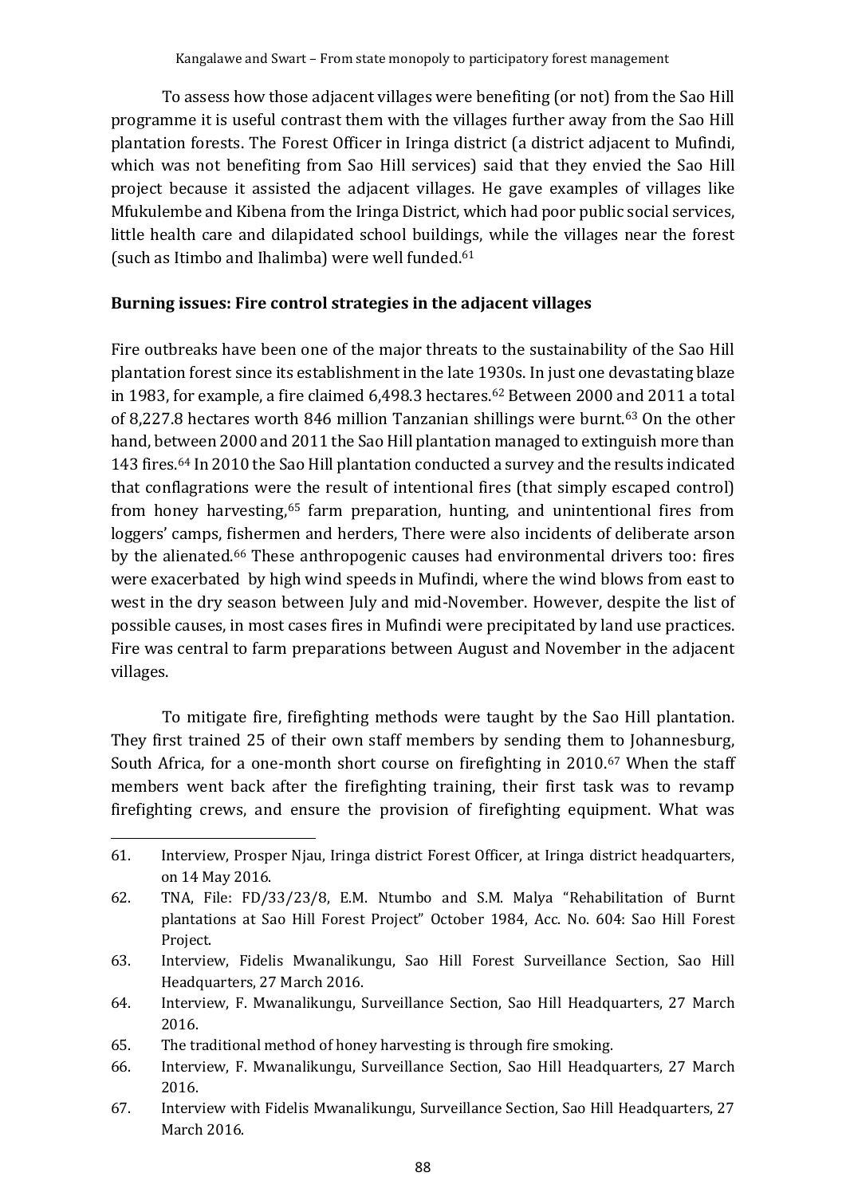To assess how those adjacent villages were benefiting (or not) from the Sao Hill programme it is useful contrast them with the villages further away from the Sao Hill plantation forests. The Forest Officer in Iringa district (a district adjacent to Mufindi, which was not benefiting from Sao Hill services) said that they envied the Sao Hill project because it assisted the adjacent villages. He gave examples of villages like Mfukulembe and Kibena from the Iringa District, which had poor public social services, little health care and dilapidated school buildings, while the villages near the forest (such as Itimbo and Ihalimba) were well funded.[61]

## Burning issues: Fire control strategies in the adjacent villages

Fire outbreaks have been one of the major threats to the sustainability of the Sao Hill plantation forest since its establishment in the late 1930s. In just one devastating blaze in 1983, for example, a fire claimed 6,498.3 hectares.[62] Between 2000 and 2011 a total of 8,227.8 hectares worth 846 million Tanzanian shillings were burnt.[63] On the other hand, between 2000 and 2011 the Sao Hill plantation managed to extinguish more than 143 fires.[64] In 2010 the Sao Hill plantation conducted a survey and the results indicated that conflagrations were the result of intentional fires (that simply escaped control) from honey harvesting,[65] farm preparation, hunting, and unintentional fires from loggers' camps, fishermen and herders, There were also incidents of deliberate arson by the alienated.[66] These anthropogenic causes had environmental drivers too: fires were exacerbated by high wind speeds in Mufindi, where the wind blows from east to west in the dry season between July and mid-November. However, despite the list of possible causes, in most cases fires in Mufindi were precipitated by land use practices. Fire was central to farm preparations between August and November in the adjacent villages.

To mitigate fire, firefighting methods were taught by the Sao Hill plantation. They first trained 25 of their own staff members by sending them to Johannesburg, South Africa, for a one-month short course on firefighting in 2010.[67] When the staff members went back after the firefighting training, their first task was to revamp firefighting crews, and ensure the provision of firefighting equipment. What was

---

61. Interview, Prosper Njau, Iringa district Forest Officer, at Iringa district headquarters, on 14 May 2016.
62. TNA, File: FD/33/23/8, E.M. Ntumbo and S.M. Malya "Rehabilitation of Burnt plantations at Sao Hill Forest Project" October 1984, Acc. No. 604: Sao Hill Forest Project.
63. Interview, Fidelis Mwanalikungu, Sao Hill Forest Surveillance Section, Sao Hill Headquarters, 27 March 2016.
64. Interview, F. Mwanalikungu, Surveillance Section, Sao Hill Headquarters, 27 March 2016.
65. The traditional method of honey harvesting is through fire smoking.
66. Interview, F. Mwanalikungu, Surveillance Section, Sao Hill Headquarters, 27 March 2016.
67. Interview with Fidelis Mwanalikungu, Surveillance Section, Sao Hill Headquarters, 27 March 2016.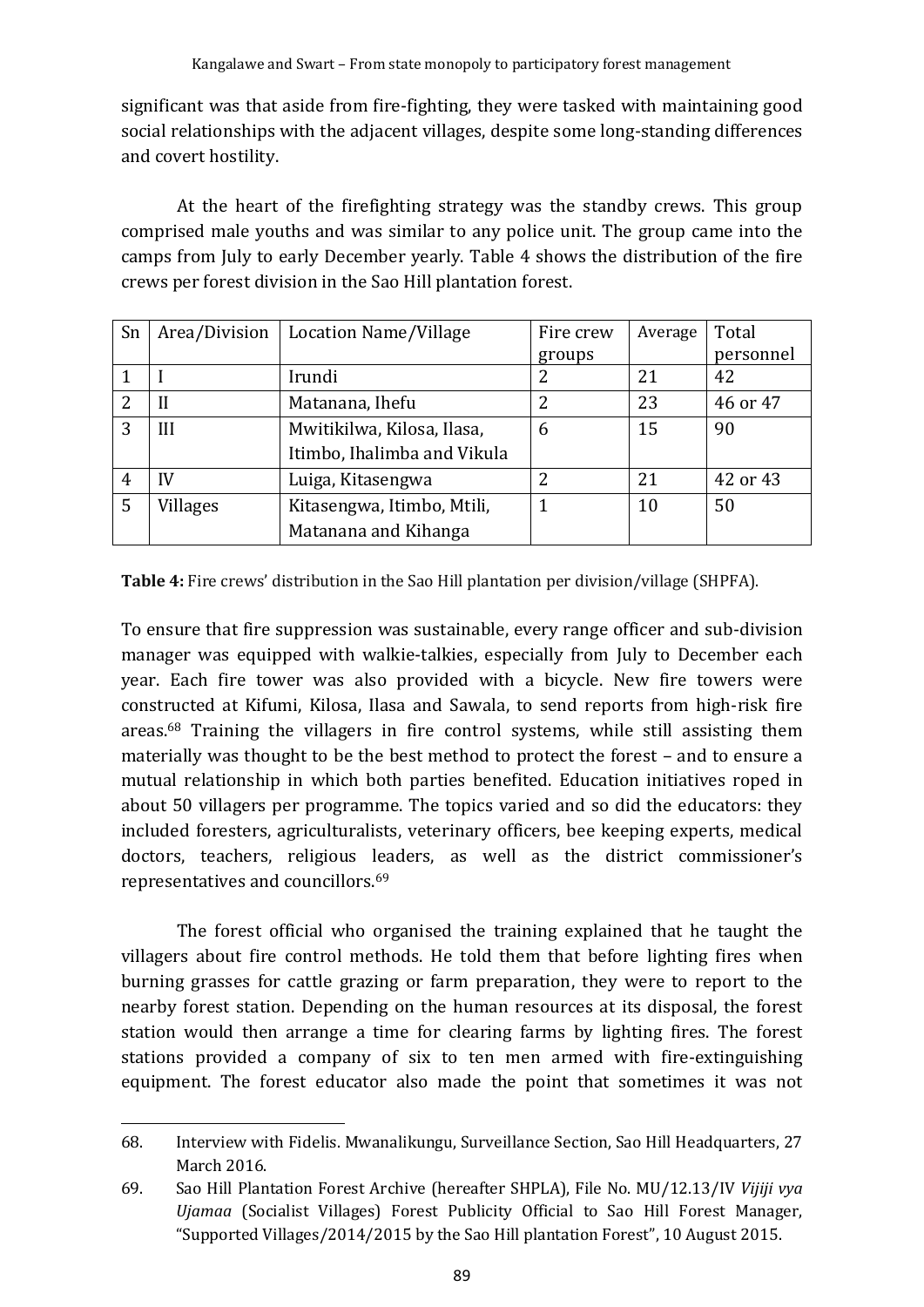significant was that aside from fire-fighting, they were tasked with maintaining good social relationships with the adjacent villages, despite some long-standing differences and covert hostility.

At the heart of the firefighting strategy was the standby crews. This group comprised male youths and was similar to any police unit. The group came into the camps from July to early December yearly. Table 4 shows the distribution of the fire crews per forest division in the Sao Hill plantation forest.

| Sn | Area/Division | Location Name/Village | Fire crew groups | Average | Total personnel |
|---|---|---|---|---|---|
| 1 | I | Irundi | 2 | 21 | 42 |
| 2 | II | Matanana, Ihefu | 2 | 23 | 46 or 47 |
| 3 | III | Mwitikilwa, Kilosa, Ilasa, Itimbo, Ihalimba and Vikula | 6 | 15 | 90 |
| 4 | IV | Luiga, Kitasengwa | 2 | 21 | 42 or 43 |
| 5 | Villages | Kitasengwa, Itimbo, Mtili, Matanana and Kihanga | 1 | 10 | 50 |

**Table 4:** Fire crews' distribution in the Sao Hill plantation per division/village (SHPFA).

To ensure that fire suppression was sustainable, every range officer and sub-division manager was equipped with walkie-talkies, especially from July to December each year. Each fire tower was also provided with a bicycle. New fire towers were constructed at Kifumi, Kilosa, Ilasa and Sawala, to send reports from high-risk fire areas.[68] Training the villagers in fire control systems, while still assisting them materially was thought to be the best method to protect the forest – and to ensure a mutual relationship in which both parties benefited. Education initiatives roped in about 50 villagers per programme. The topics varied and so did the educators: they included foresters, agriculturalists, veterinary officers, bee keeping experts, medical doctors, teachers, religious leaders, as well as the district commissioner's representatives and councillors.[69]

The forest official who organised the training explained that he taught the villagers about fire control methods. He told them that before lighting fires when burning grasses for cattle grazing or farm preparation, they were to report to the nearby forest station. Depending on the human resources at its disposal, the forest station would then arrange a time for clearing farms by lighting fires. The forest stations provided a company of six to ten men armed with fire-extinguishing equipment. The forest educator also made the point that sometimes it was not

68. Interview with Fidelis. Mwanalikungu, Surveillance Section, Sao Hill Headquarters, 27 March 2016.

69. Sao Hill Plantation Forest Archive (hereafter SHPLA), File No. MU/12.13/IV *Vijiji vya Ujamaa* (Socialist Villages) Forest Publicity Official to Sao Hill Forest Manager, "Supported Villages/2014/2015 by the Sao Hill plantation Forest", 10 August 2015.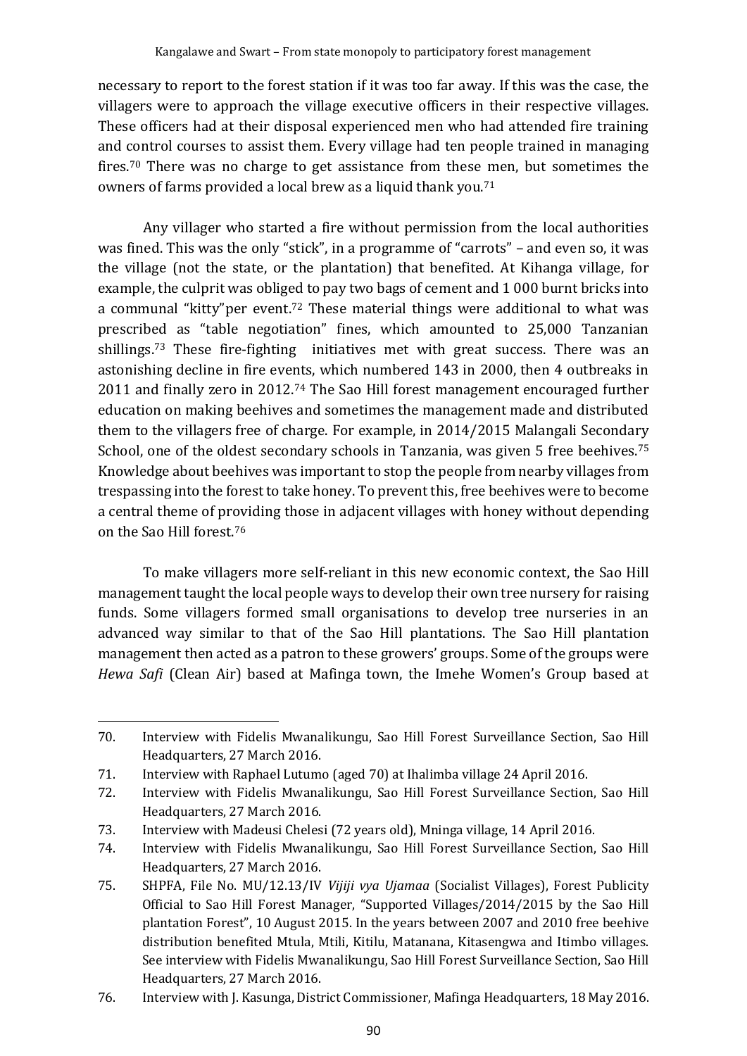necessary to report to the forest station if it was too far away. If this was the case, the villagers were to approach the village executive officers in their respective villages. These officers had at their disposal experienced men who had attended fire training and control courses to assist them. Every village had ten people trained in managing fires.[70] There was no charge to get assistance from these men, but sometimes the owners of farms provided a local brew as a liquid thank you.[71]

Any villager who started a fire without permission from the local authorities was fined. This was the only "stick", in a programme of "carrots" – and even so, it was the village (not the state, or the plantation) that benefited. At Kihanga village, for example, the culprit was obliged to pay two bags of cement and 1 000 burnt bricks into a communal "kitty"per event.[72] These material things were additional to what was prescribed as "table negotiation" fines, which amounted to 25,000 Tanzanian shillings.[73] These fire-fighting initiatives met with great success. There was an astonishing decline in fire events, which numbered 143 in 2000, then 4 outbreaks in 2011 and finally zero in 2012.[74] The Sao Hill forest management encouraged further education on making beehives and sometimes the management made and distributed them to the villagers free of charge. For example, in 2014/2015 Malangali Secondary School, one of the oldest secondary schools in Tanzania, was given 5 free beehives.[75] Knowledge about beehives was important to stop the people from nearby villages from trespassing into the forest to take honey. To prevent this, free beehives were to become a central theme of providing those in adjacent villages with honey without depending on the Sao Hill forest.[76]

To make villagers more self-reliant in this new economic context, the Sao Hill management taught the local people ways to develop their own tree nursery for raising funds. Some villagers formed small organisations to develop tree nurseries in an advanced way similar to that of the Sao Hill plantations. The Sao Hill plantation management then acted as a patron to these growers' groups. Some of the groups were *Hewa Safi* (Clean Air) based at Mafinga town, the Imehe Women's Group based at

---

70. Interview with Fidelis Mwanalikungu, Sao Hill Forest Surveillance Section, Sao Hill Headquarters, 27 March 2016.
71. Interview with Raphael Lutumo (aged 70) at Ihalimba village 24 April 2016.
72. Interview with Fidelis Mwanalikungu, Sao Hill Forest Surveillance Section, Sao Hill Headquarters, 27 March 2016.
73. Interview with Madeusi Chelesi (72 years old), Mninga village, 14 April 2016.
74. Interview with Fidelis Mwanalikungu, Sao Hill Forest Surveillance Section, Sao Hill Headquarters, 27 March 2016.
75. SHPFA, File No. MU/12.13/IV *Vijiji vya Ujamaa* (Socialist Villages), Forest Publicity Official to Sao Hill Forest Manager, "Supported Villages/2014/2015 by the Sao Hill plantation Forest", 10 August 2015. In the years between 2007 and 2010 free beehive distribution benefited Mtula, Mtili, Kitilu, Matanana, Kitasengwa and Itimbo villages. See interview with Fidelis Mwanalikungu, Sao Hill Forest Surveillance Section, Sao Hill Headquarters, 27 March 2016.
76. Interview with J. Kasunga, District Commissioner, Mafinga Headquarters, 18 May 2016.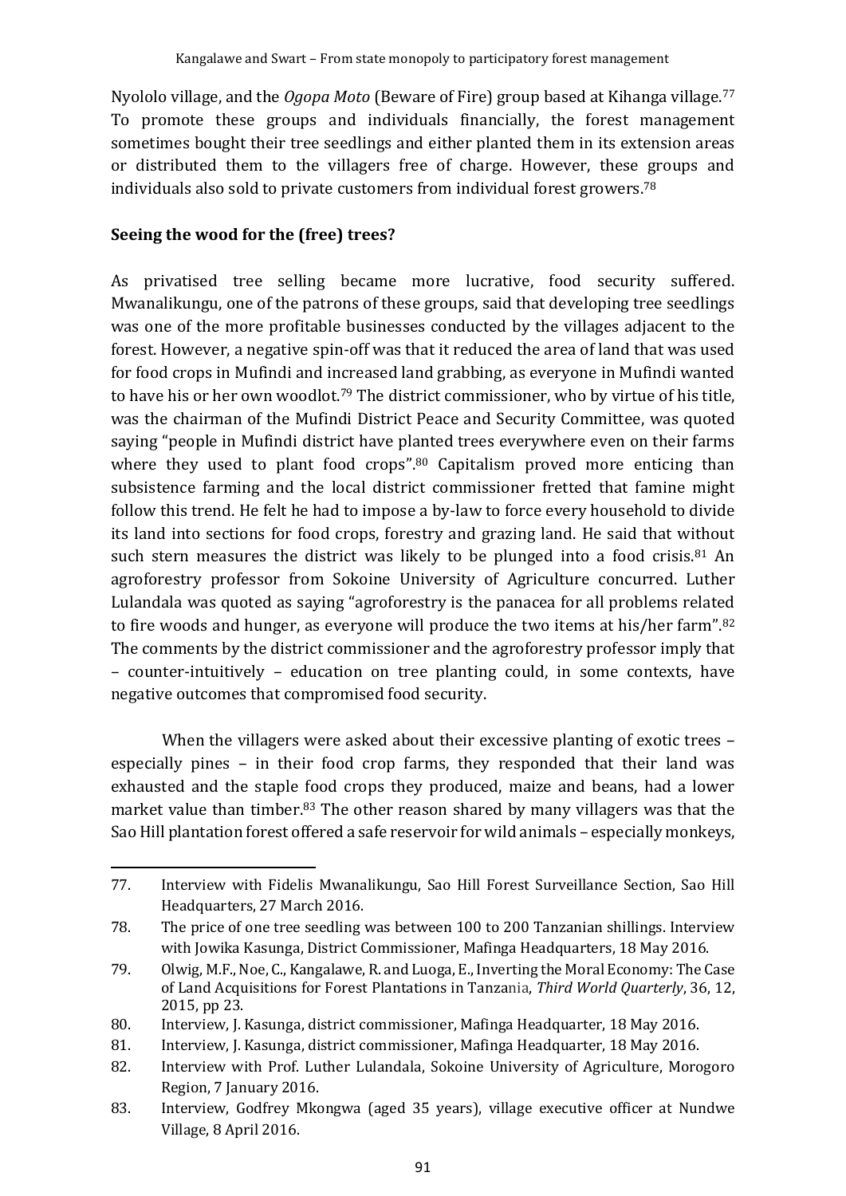Nyololo village, and the *Ogopa Moto* (Beware of Fire) group based at Kihanga village.[77] To promote these groups and individuals financially, the forest management sometimes bought their tree seedlings and either planted them in its extension areas or distributed them to the villagers free of charge. However, these groups and individuals also sold to private customers from individual forest growers.[78]

**Seeing the wood for the (free) trees?**

As privatised tree selling became more lucrative, food security suffered. Mwanalikungu, one of the patrons of these groups, said that developing tree seedlings was one of the more profitable businesses conducted by the villages adjacent to the forest. However, a negative spin-off was that it reduced the area of land that was used for food crops in Mufindi and increased land grabbing, as everyone in Mufindi wanted to have his or her own woodlot.[79] The district commissioner, who by virtue of his title, was the chairman of the Mufindi District Peace and Security Committee, was quoted saying "people in Mufindi district have planted trees everywhere even on their farms where they used to plant food crops".[80] Capitalism proved more enticing than subsistence farming and the local district commissioner fretted that famine might follow this trend. He felt he had to impose a by-law to force every household to divide its land into sections for food crops, forestry and grazing land. He said that without such stern measures the district was likely to be plunged into a food crisis.[81] An agroforestry professor from Sokoine University of Agriculture concurred. Luther Lulandala was quoted as saying "agroforestry is the panacea for all problems related to fire woods and hunger, as everyone will produce the two items at his/her farm".[82] The comments by the district commissioner and the agroforestry professor imply that – counter-intuitively – education on tree planting could, in some contexts, have negative outcomes that compromised food security.

When the villagers were asked about their excessive planting of exotic trees – especially pines – in their food crop farms, they responded that their land was exhausted and the staple food crops they produced, maize and beans, had a lower market value than timber.[83] The other reason shared by many villagers was that the Sao Hill plantation forest offered a safe reservoir for wild animals – especially monkeys,

---

77. Interview with Fidelis Mwanalikungu, Sao Hill Forest Surveillance Section, Sao Hill Headquarters, 27 March 2016.
78. The price of one tree seedling was between 100 to 200 Tanzanian shillings. Interview with Jowika Kasunga, District Commissioner, Mafinga Headquarters, 18 May 2016.
79. Olwig, M.F., Noe, C., Kangalawe, R. and Luoga, E., Inverting the Moral Economy: The Case of Land Acquisitions for Forest Plantations in Tanzania, *Third World Quarterly*, 36, 12, 2015, pp 23.
80. Interview, J. Kasunga, district commissioner, Mafinga Headquarter, 18 May 2016.
81. Interview, J. Kasunga, district commissioner, Mafinga Headquarter, 18 May 2016.
82. Interview with Prof. Luther Lulandala, Sokoine University of Agriculture, Morogoro Region, 7 January 2016.
83. Interview, Godfrey Mkongwa (aged 35 years), village executive officer at Nundwe Village, 8 April 2016.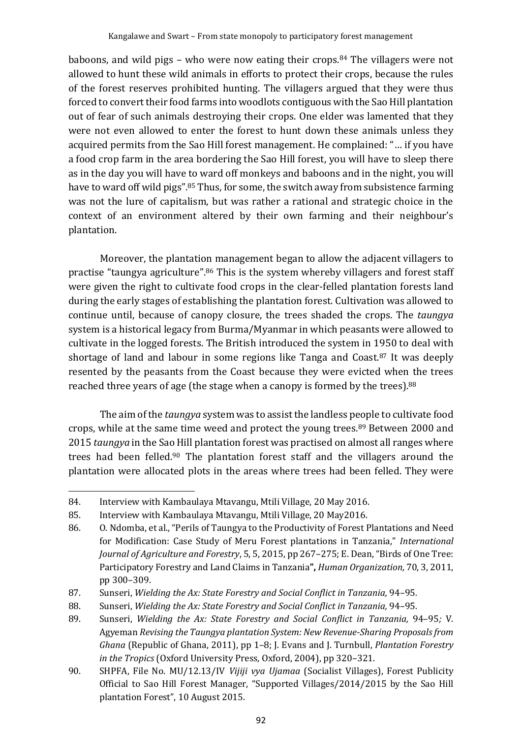baboons, and wild pigs – who were now eating their crops.[84] The villagers were not allowed to hunt these wild animals in efforts to protect their crops, because the rules of the forest reserves prohibited hunting. The villagers argued that they were thus forced to convert their food farms into woodlots contiguous with the Sao Hill plantation out of fear of such animals destroying their crops. One elder was lamented that they were not even allowed to enter the forest to hunt down these animals unless they acquired permits from the Sao Hill forest management. He complained: "… if you have a food crop farm in the area bordering the Sao Hill forest, you will have to sleep there as in the day you will have to ward off monkeys and baboons and in the night, you will have to ward off wild pigs".[85] Thus, for some, the switch away from subsistence farming was not the lure of capitalism, but was rather a rational and strategic choice in the context of an environment altered by their own farming and their neighbour's plantation.

Moreover, the plantation management began to allow the adjacent villagers to practise "taungya agriculture".[86] This is the system whereby villagers and forest staff were given the right to cultivate food crops in the clear-felled plantation forests land during the early stages of establishing the plantation forest. Cultivation was allowed to continue until, because of canopy closure, the trees shaded the crops. The *taungya* system is a historical legacy from Burma/Myanmar in which peasants were allowed to cultivate in the logged forests. The British introduced the system in 1950 to deal with shortage of land and labour in some regions like Tanga and Coast.[87] It was deeply resented by the peasants from the Coast because they were evicted when the trees reached three years of age (the stage when a canopy is formed by the trees).[88]

The aim of the *taungya* system was to assist the landless people to cultivate food crops, while at the same time weed and protect the young trees.[89] Between 2000 and 2015 *taungya* in the Sao Hill plantation forest was practised on almost all ranges where trees had been felled.[90] The plantation forest staff and the villagers around the plantation were allocated plots in the areas where trees had been felled. They were

---

84. Interview with Kambaulaya Mtavangu, Mtili Village, 20 May 2016.
85. Interview with Kambaulaya Mtavangu, Mtili Village, 20 May2016.
86. O. Ndomba, et al., "Perils of Taungya to the Productivity of Forest Plantations and Need for Modification: Case Study of Meru Forest plantations in Tanzania," *International Journal of Agriculture and Forestry*, 5, 5, 2015, pp 267–275; E. Dean, "Birds of One Tree: Participatory Forestry and Land Claims in Tanzania**",** *Human Organization,* 70, 3, 2011, pp 300–309.
87. Sunseri, *Wielding the Ax: State Forestry and Social Conflict in Tanzania,* 94–95.
88. Sunseri, *Wielding the Ax: State Forestry and Social Conflict in Tanzania,* 94–95.
89. Sunseri, *Wielding the Ax: State Forestry and Social Conflict in Tanzania,* 94–95*;* V. Agyeman *Revising the Taungya plantation System: New Revenue-Sharing Proposals from Ghana* (Republic of Ghana, 2011), pp 1–8; J. Evans and J. Turnbull, *Plantation Forestry in the Tropics* (Oxford University Press, Oxford, 2004), pp 320–321.
90. SHPFA, File No. MU/12.13/IV *Vijiji vya Ujamaa* (Socialist Villages), Forest Publicity Official to Sao Hill Forest Manager, "Supported Villages/2014/2015 by the Sao Hill plantation Forest", 10 August 2015.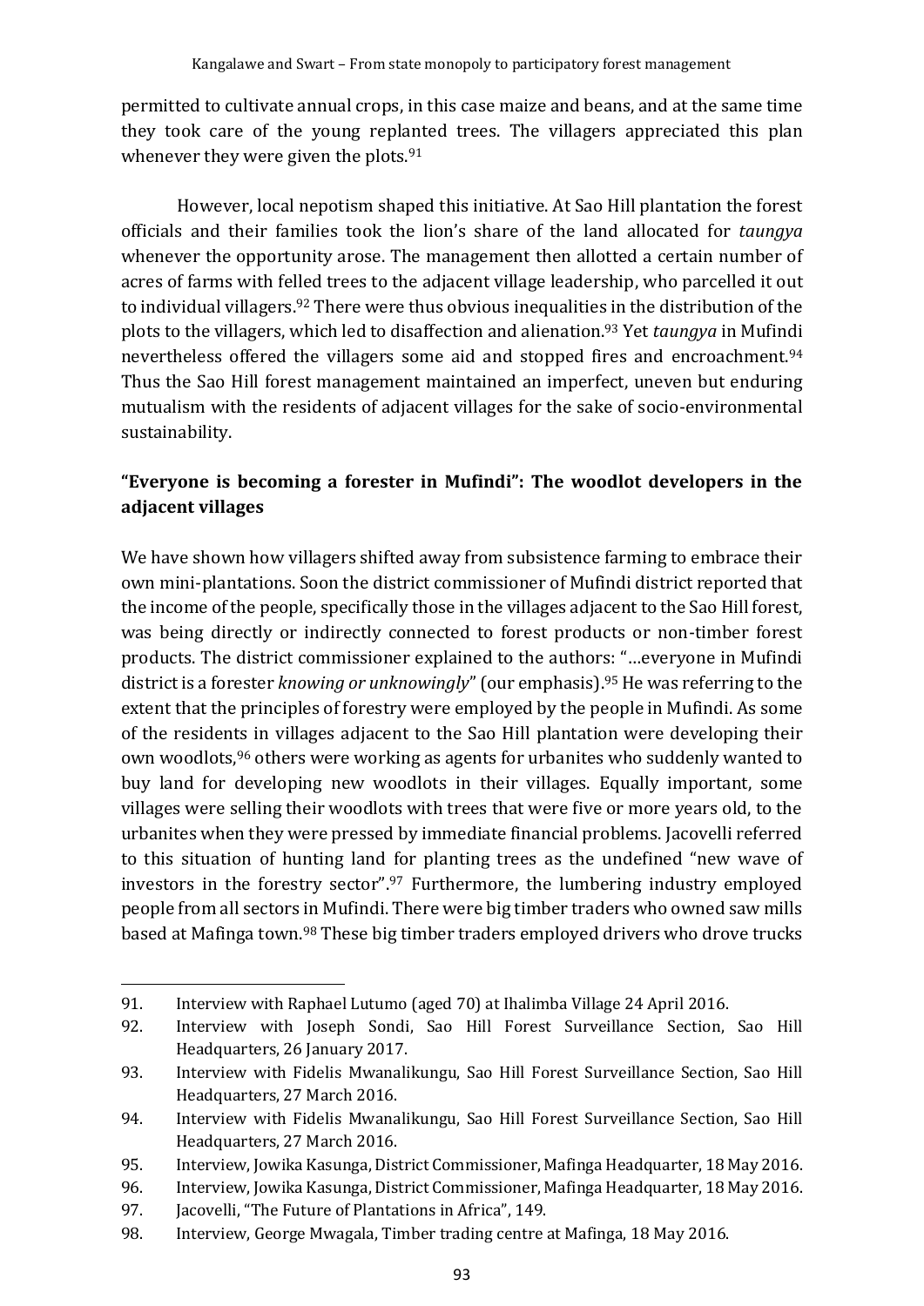permitted to cultivate annual crops, in this case maize and beans, and at the same time they took care of the young replanted trees. The villagers appreciated this plan whenever they were given the plots.[91]

However, local nepotism shaped this initiative. At Sao Hill plantation the forest officials and their families took the lion's share of the land allocated for *taungya* whenever the opportunity arose. The management then allotted a certain number of acres of farms with felled trees to the adjacent village leadership, who parcelled it out to individual villagers.[92] There were thus obvious inequalities in the distribution of the plots to the villagers, which led to disaffection and alienation.[93] Yet *taungya* in Mufindi nevertheless offered the villagers some aid and stopped fires and encroachment.[94] Thus the Sao Hill forest management maintained an imperfect, uneven but enduring mutualism with the residents of adjacent villages for the sake of socio-environmental sustainability.

## "Everyone is becoming a forester in Mufindi": The woodlot developers in the adjacent villages

We have shown how villagers shifted away from subsistence farming to embrace their own mini-plantations. Soon the district commissioner of Mufindi district reported that the income of the people, specifically those in the villages adjacent to the Sao Hill forest, was being directly or indirectly connected to forest products or non-timber forest products. The district commissioner explained to the authors: "…everyone in Mufindi district is a forester *knowing or unknowingly*" (our emphasis).[95] He was referring to the extent that the principles of forestry were employed by the people in Mufindi. As some of the residents in villages adjacent to the Sao Hill plantation were developing their own woodlots,[96] others were working as agents for urbanites who suddenly wanted to buy land for developing new woodlots in their villages. Equally important, some villages were selling their woodlots with trees that were five or more years old, to the urbanites when they were pressed by immediate financial problems. Jacovelli referred to this situation of hunting land for planting trees as the undefined "new wave of investors in the forestry sector".[97] Furthermore, the lumbering industry employed people from all sectors in Mufindi. There were big timber traders who owned saw mills based at Mafinga town.[98] These big timber traders employed drivers who drove trucks

---

91. Interview with Raphael Lutumo (aged 70) at Ihalimba Village 24 April 2016.
92. Interview with Joseph Sondi, Sao Hill Forest Surveillance Section, Sao Hill Headquarters, 26 January 2017.
93. Interview with Fidelis Mwanalikungu, Sao Hill Forest Surveillance Section, Sao Hill Headquarters, 27 March 2016.
94. Interview with Fidelis Mwanalikungu, Sao Hill Forest Surveillance Section, Sao Hill Headquarters, 27 March 2016.
95. Interview, Jowika Kasunga, District Commissioner, Mafinga Headquarter, 18 May 2016.
96. Interview, Jowika Kasunga, District Commissioner, Mafinga Headquarter, 18 May 2016.
97. Jacovelli, "The Future of Plantations in Africa", 149.
98. Interview, George Mwagala, Timber trading centre at Mafinga, 18 May 2016.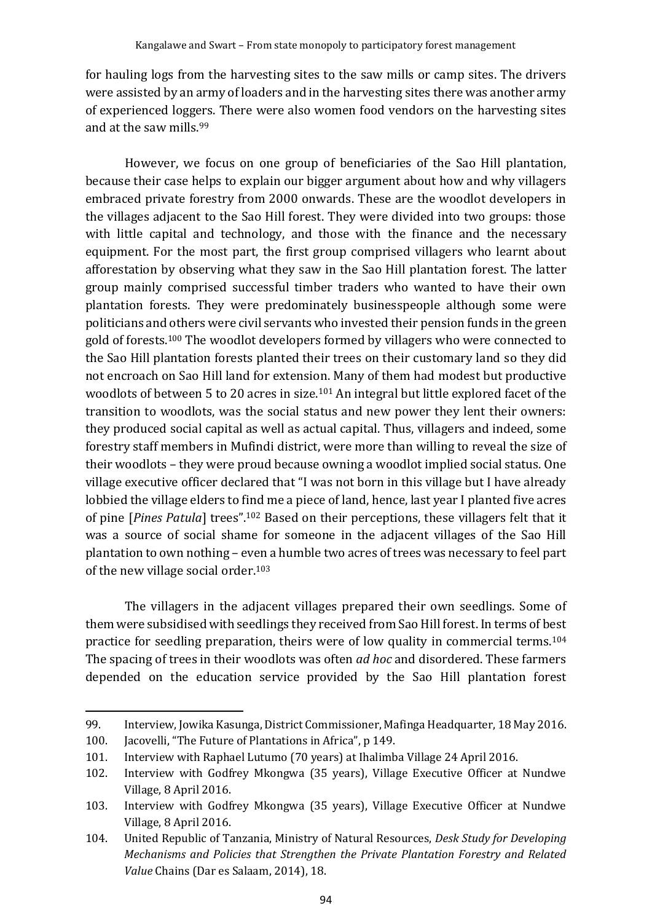for hauling logs from the harvesting sites to the saw mills or camp sites. The drivers were assisted by an army of loaders and in the harvesting sites there was another army of experienced loggers. There were also women food vendors on the harvesting sites and at the saw mills.[99]

However, we focus on one group of beneficiaries of the Sao Hill plantation, because their case helps to explain our bigger argument about how and why villagers embraced private forestry from 2000 onwards. These are the woodlot developers in the villages adjacent to the Sao Hill forest. They were divided into two groups: those with little capital and technology, and those with the finance and the necessary equipment. For the most part, the first group comprised villagers who learnt about afforestation by observing what they saw in the Sao Hill plantation forest. The latter group mainly comprised successful timber traders who wanted to have their own plantation forests. They were predominately businesspeople although some were politicians and others were civil servants who invested their pension funds in the green gold of forests.[100] The woodlot developers formed by villagers who were connected to the Sao Hill plantation forests planted their trees on their customary land so they did not encroach on Sao Hill land for extension. Many of them had modest but productive woodlots of between 5 to 20 acres in size.[101] An integral but little explored facet of the transition to woodlots, was the social status and new power they lent their owners: they produced social capital as well as actual capital. Thus, villagers and indeed, some forestry staff members in Mufindi district, were more than willing to reveal the size of their woodlots – they were proud because owning a woodlot implied social status. One village executive officer declared that "I was not born in this village but I have already lobbied the village elders to find me a piece of land, hence, last year I planted five acres of pine [*Pines Patula*] trees".[102] Based on their perceptions, these villagers felt that it was a source of social shame for someone in the adjacent villages of the Sao Hill plantation to own nothing – even a humble two acres of trees was necessary to feel part of the new village social order.[103]

The villagers in the adjacent villages prepared their own seedlings. Some of them were subsidised with seedlings they received from Sao Hill forest. In terms of best practice for seedling preparation, theirs were of low quality in commercial terms.[104] The spacing of trees in their woodlots was often *ad hoc* and disordered. These farmers depended on the education service provided by the Sao Hill plantation forest

---

99. Interview, Jowika Kasunga, District Commissioner, Mafinga Headquarter, 18 May 2016.
100. Jacovelli, "The Future of Plantations in Africa", p 149.
101. Interview with Raphael Lutumo (70 years) at Ihalimba Village 24 April 2016.
102. Interview with Godfrey Mkongwa (35 years), Village Executive Officer at Nundwe Village, 8 April 2016.
103. Interview with Godfrey Mkongwa (35 years), Village Executive Officer at Nundwe Village, 8 April 2016.
104. United Republic of Tanzania, Ministry of Natural Resources, *Desk Study for Developing Mechanisms and Policies that Strengthen the Private Plantation Forestry and Related Value* Chains (Dar es Salaam, 2014), 18.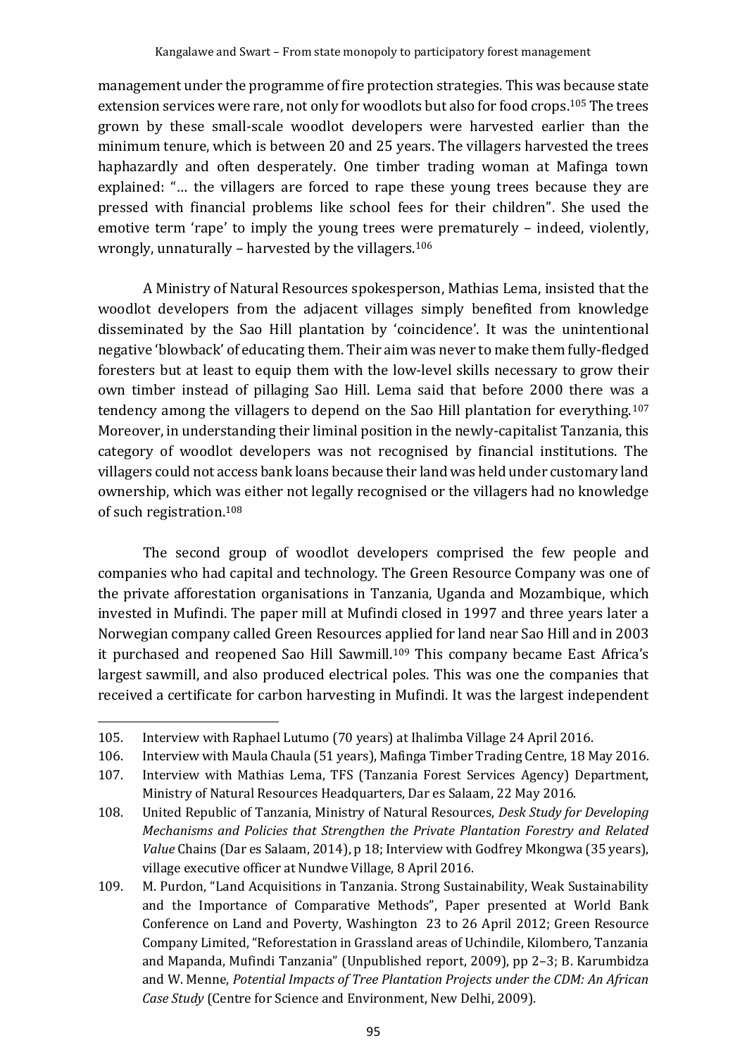management under the programme of fire protection strategies. This was because state extension services were rare, not only for woodlots but also for food crops.[105] The trees grown by these small-scale woodlot developers were harvested earlier than the minimum tenure, which is between 20 and 25 years. The villagers harvested the trees haphazardly and often desperately. One timber trading woman at Mafinga town explained: "… the villagers are forced to rape these young trees because they are pressed with financial problems like school fees for their children". She used the emotive term 'rape' to imply the young trees were prematurely – indeed, violently, wrongly, unnaturally – harvested by the villagers.[106]

A Ministry of Natural Resources spokesperson, Mathias Lema, insisted that the woodlot developers from the adjacent villages simply benefited from knowledge disseminated by the Sao Hill plantation by 'coincidence'. It was the unintentional negative 'blowback' of educating them. Their aim was never to make them fully-fledged foresters but at least to equip them with the low-level skills necessary to grow their own timber instead of pillaging Sao Hill. Lema said that before 2000 there was a tendency among the villagers to depend on the Sao Hill plantation for everything.[107] Moreover, in understanding their liminal position in the newly-capitalist Tanzania, this category of woodlot developers was not recognised by financial institutions. The villagers could not access bank loans because their land was held under customary land ownership, which was either not legally recognised or the villagers had no knowledge of such registration.[108]

The second group of woodlot developers comprised the few people and companies who had capital and technology. The Green Resource Company was one of the private afforestation organisations in Tanzania, Uganda and Mozambique, which invested in Mufindi. The paper mill at Mufindi closed in 1997 and three years later a Norwegian company called Green Resources applied for land near Sao Hill and in 2003 it purchased and reopened Sao Hill Sawmill.[109] This company became East Africa's largest sawmill, and also produced electrical poles. This was one the companies that received a certificate for carbon harvesting in Mufindi. It was the largest independent

105. Interview with Raphael Lutumo (70 years) at Ihalimba Village 24 April 2016.

106. Interview with Maula Chaula (51 years), Mafinga Timber Trading Centre, 18 May 2016.

107. Interview with Mathias Lema, TFS (Tanzania Forest Services Agency) Department, Ministry of Natural Resources Headquarters, Dar es Salaam, 22 May 2016.

108. United Republic of Tanzania, Ministry of Natural Resources, *Desk Study for Developing Mechanisms and Policies that Strengthen the Private Plantation Forestry and Related Value* Chains (Dar es Salaam, 2014), p 18; Interview with Godfrey Mkongwa (35 years), village executive officer at Nundwe Village, 8 April 2016.

109. M. Purdon, "Land Acquisitions in Tanzania. Strong Sustainability, Weak Sustainability and the Importance of Comparative Methods", Paper presented at World Bank Conference on Land and Poverty, Washington 23 to 26 April 2012; Green Resource Company Limited, "Reforestation in Grassland areas of Uchindile, Kilombero, Tanzania and Mapanda, Mufindi Tanzania" (Unpublished report, 2009), pp 2–3; B. Karumbidza and W. Menne, *Potential Impacts of Tree Plantation Projects under the CDM: An African Case Study* (Centre for Science and Environment, New Delhi, 2009).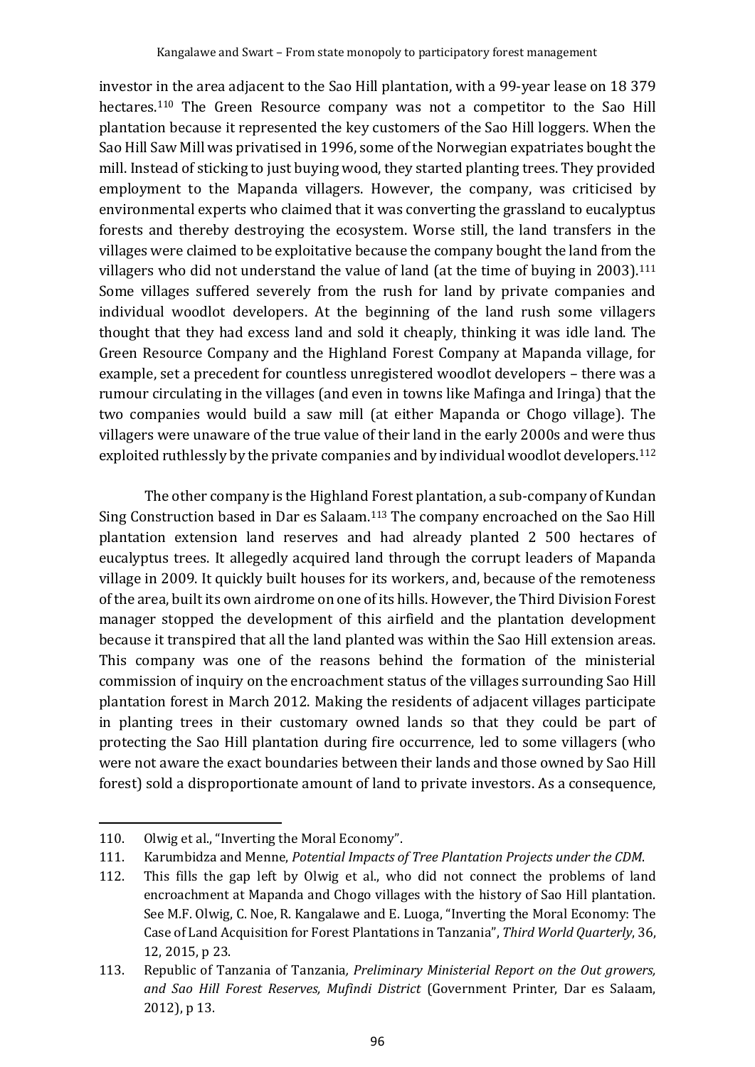investor in the area adjacent to the Sao Hill plantation, with a 99-year lease on 18 379 hectares.[110] The Green Resource company was not a competitor to the Sao Hill plantation because it represented the key customers of the Sao Hill loggers. When the Sao Hill Saw Mill was privatised in 1996, some of the Norwegian expatriates bought the mill. Instead of sticking to just buying wood, they started planting trees. They provided employment to the Mapanda villagers. However, the company, was criticised by environmental experts who claimed that it was converting the grassland to eucalyptus forests and thereby destroying the ecosystem. Worse still, the land transfers in the villages were claimed to be exploitative because the company bought the land from the villagers who did not understand the value of land (at the time of buying in 2003).[111] Some villages suffered severely from the rush for land by private companies and individual woodlot developers. At the beginning of the land rush some villagers thought that they had excess land and sold it cheaply, thinking it was idle land. The Green Resource Company and the Highland Forest Company at Mapanda village, for example, set a precedent for countless unregistered woodlot developers – there was a rumour circulating in the villages (and even in towns like Mafinga and Iringa) that the two companies would build a saw mill (at either Mapanda or Chogo village). The villagers were unaware of the true value of their land in the early 2000s and were thus exploited ruthlessly by the private companies and by individual woodlot developers.[112]

The other company is the Highland Forest plantation, a sub-company of Kundan Sing Construction based in Dar es Salaam.[113] The company encroached on the Sao Hill plantation extension land reserves and had already planted 2 500 hectares of eucalyptus trees. It allegedly acquired land through the corrupt leaders of Mapanda village in 2009. It quickly built houses for its workers, and, because of the remoteness of the area, built its own airdrome on one of its hills. However, the Third Division Forest manager stopped the development of this airfield and the plantation development because it transpired that all the land planted was within the Sao Hill extension areas. This company was one of the reasons behind the formation of the ministerial commission of inquiry on the encroachment status of the villages surrounding Sao Hill plantation forest in March 2012. Making the residents of adjacent villages participate in planting trees in their customary owned lands so that they could be part of protecting the Sao Hill plantation during fire occurrence, led to some villagers (who were not aware the exact boundaries between their lands and those owned by Sao Hill forest) sold a disproportionate amount of land to private investors. As a consequence,

---

110. Olwig et al., "Inverting the Moral Economy".

111. Karumbidza and Menne, *Potential Impacts of Tree Plantation Projects under the CDM*.

112. This fills the gap left by Olwig et al., who did not connect the problems of land encroachment at Mapanda and Chogo villages with the history of Sao Hill plantation. See M.F. Olwig, C. Noe, R. Kangalawe and E. Luoga, "Inverting the Moral Economy: The Case of Land Acquisition for Forest Plantations in Tanzania", *Third World Quarterly*, 36, 12, 2015, p 23.

113. Republic of Tanzania of Tanzania, *Preliminary Ministerial Report on the Out growers, and Sao Hill Forest Reserves, Mufindi District* (Government Printer, Dar es Salaam, 2012), p 13.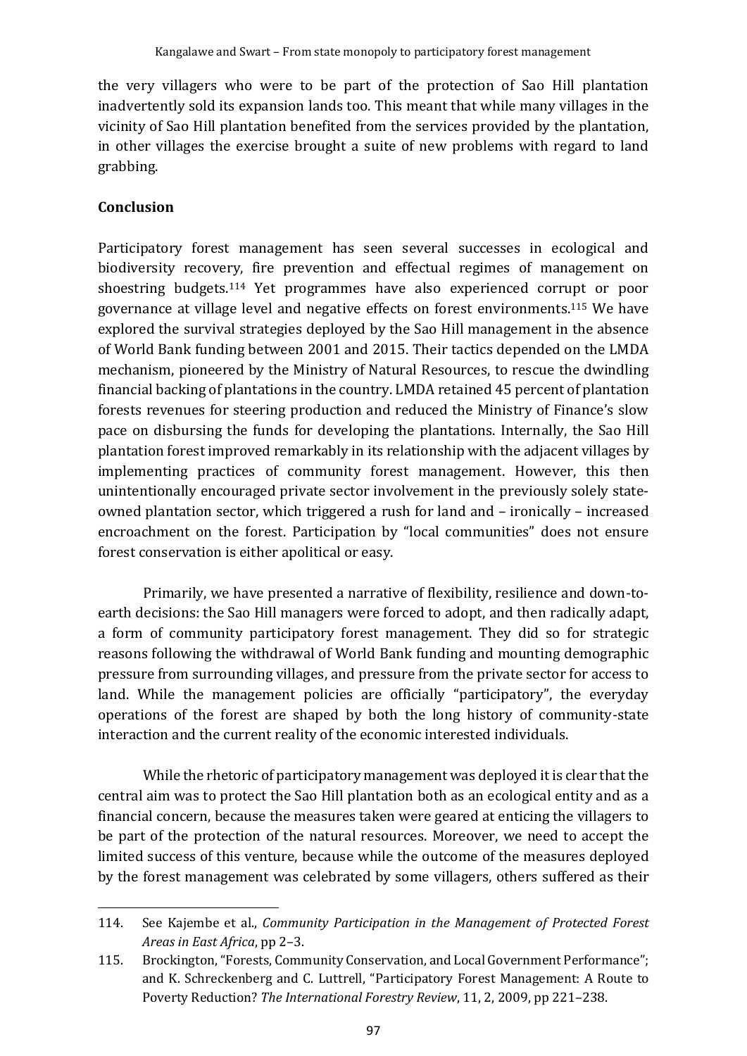the very villagers who were to be part of the protection of Sao Hill plantation inadvertently sold its expansion lands too. This meant that while many villages in the vicinity of Sao Hill plantation benefited from the services provided by the plantation, in other villages the exercise brought a suite of new problems with regard to land grabbing.

## Conclusion

Participatory forest management has seen several successes in ecological and biodiversity recovery, fire prevention and effectual regimes of management on shoestring budgets.[114] Yet programmes have also experienced corrupt or poor governance at village level and negative effects on forest environments.[115] We have explored the survival strategies deployed by the Sao Hill management in the absence of World Bank funding between 2001 and 2015. Their tactics depended on the LMDA mechanism, pioneered by the Ministry of Natural Resources, to rescue the dwindling financial backing of plantations in the country. LMDA retained 45 percent of plantation forests revenues for steering production and reduced the Ministry of Finance's slow pace on disbursing the funds for developing the plantations. Internally, the Sao Hill plantation forest improved remarkably in its relationship with the adjacent villages by implementing practices of community forest management. However, this then unintentionally encouraged private sector involvement in the previously solely state-owned plantation sector, which triggered a rush for land and – ironically – increased encroachment on the forest. Participation by "local communities" does not ensure forest conservation is either apolitical or easy.

Primarily, we have presented a narrative of flexibility, resilience and down-to-earth decisions: the Sao Hill managers were forced to adopt, and then radically adapt, a form of community participatory forest management. They did so for strategic reasons following the withdrawal of World Bank funding and mounting demographic pressure from surrounding villages, and pressure from the private sector for access to land. While the management policies are officially "participatory", the everyday operations of the forest are shaped by both the long history of community-state interaction and the current reality of the economic interested individuals.

While the rhetoric of participatory management was deployed it is clear that the central aim was to protect the Sao Hill plantation both as an ecological entity and as a financial concern, because the measures taken were geared at enticing the villagers to be part of the protection of the natural resources. Moreover, we need to accept the limited success of this venture, because while the outcome of the measures deployed by the forest management was celebrated by some villagers, others suffered as their

---

114. See Kajembe et al., *Community Participation in the Management of Protected Forest Areas in East Africa*, pp 2–3.

115. Brockington, "Forests, Community Conservation, and Local Government Performance"; and K. Schreckenberg and C. Luttrell, "Participatory Forest Management: A Route to Poverty Reduction? *The International Forestry Review*, 11, 2, 2009, pp 221–238.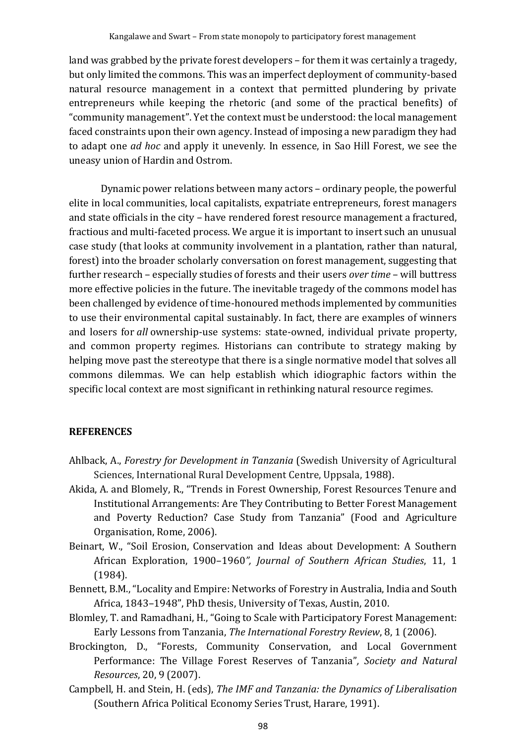land was grabbed by the private forest developers – for them it was certainly a tragedy, but only limited the commons. This was an imperfect deployment of community-based natural resource management in a context that permitted plundering by private entrepreneurs while keeping the rhetoric (and some of the practical benefits) of "community management". Yet the context must be understood: the local management faced constraints upon their own agency. Instead of imposing a new paradigm they had to adapt one *ad hoc* and apply it unevenly. In essence, in Sao Hill Forest, we see the uneasy union of Hardin and Ostrom.

Dynamic power relations between many actors – ordinary people, the powerful elite in local communities, local capitalists, expatriate entrepreneurs, forest managers and state officials in the city – have rendered forest resource management a fractured, fractious and multi-faceted process. We argue it is important to insert such an unusual case study (that looks at community involvement in a plantation, rather than natural, forest) into the broader scholarly conversation on forest management, suggesting that further research – especially studies of forests and their users *over time* – will buttress more effective policies in the future. The inevitable tragedy of the commons model has been challenged by evidence of time-honoured methods implemented by communities to use their environmental capital sustainably. In fact, there are examples of winners and losers for *all* ownership-use systems: state-owned, individual private property, and common property regimes. Historians can contribute to strategy making by helping move past the stereotype that there is a single normative model that solves all commons dilemmas. We can help establish which idiographic factors within the specific local context are most significant in rethinking natural resource regimes.

## REFERENCES

Ahlback, A., *Forestry for Development in Tanzania* (Swedish University of Agricultural Sciences, International Rural Development Centre, Uppsala, 1988).

Akida, A. and Blomely, R., "Trends in Forest Ownership, Forest Resources Tenure and Institutional Arrangements: Are They Contributing to Better Forest Management and Poverty Reduction? Case Study from Tanzania" (Food and Agriculture Organisation, Rome, 2006).

Beinart, W., "Soil Erosion, Conservation and Ideas about Development: A Southern African Exploration, 1900–1960*", Journal of Southern African Studies*, 11, 1 (1984).

Bennett, B.M., "Locality and Empire: Networks of Forestry in Australia, India and South Africa, 1843–1948", PhD thesis, University of Texas, Austin, 2010.

Blomley, T. and Ramadhani, H., "Going to Scale with Participatory Forest Management: Early Lessons from Tanzania, *The International Forestry Review*, 8, 1 (2006).

Brockington, D., "Forests, Community Conservation, and Local Government Performance: The Village Forest Reserves of Tanzania"*, Society and Natural Resources*, 20, 9 (2007).

Campbell, H. and Stein, H. (eds), *The IMF and Tanzania: the Dynamics of Liberalisation* (Southern Africa Political Economy Series Trust, Harare, 1991).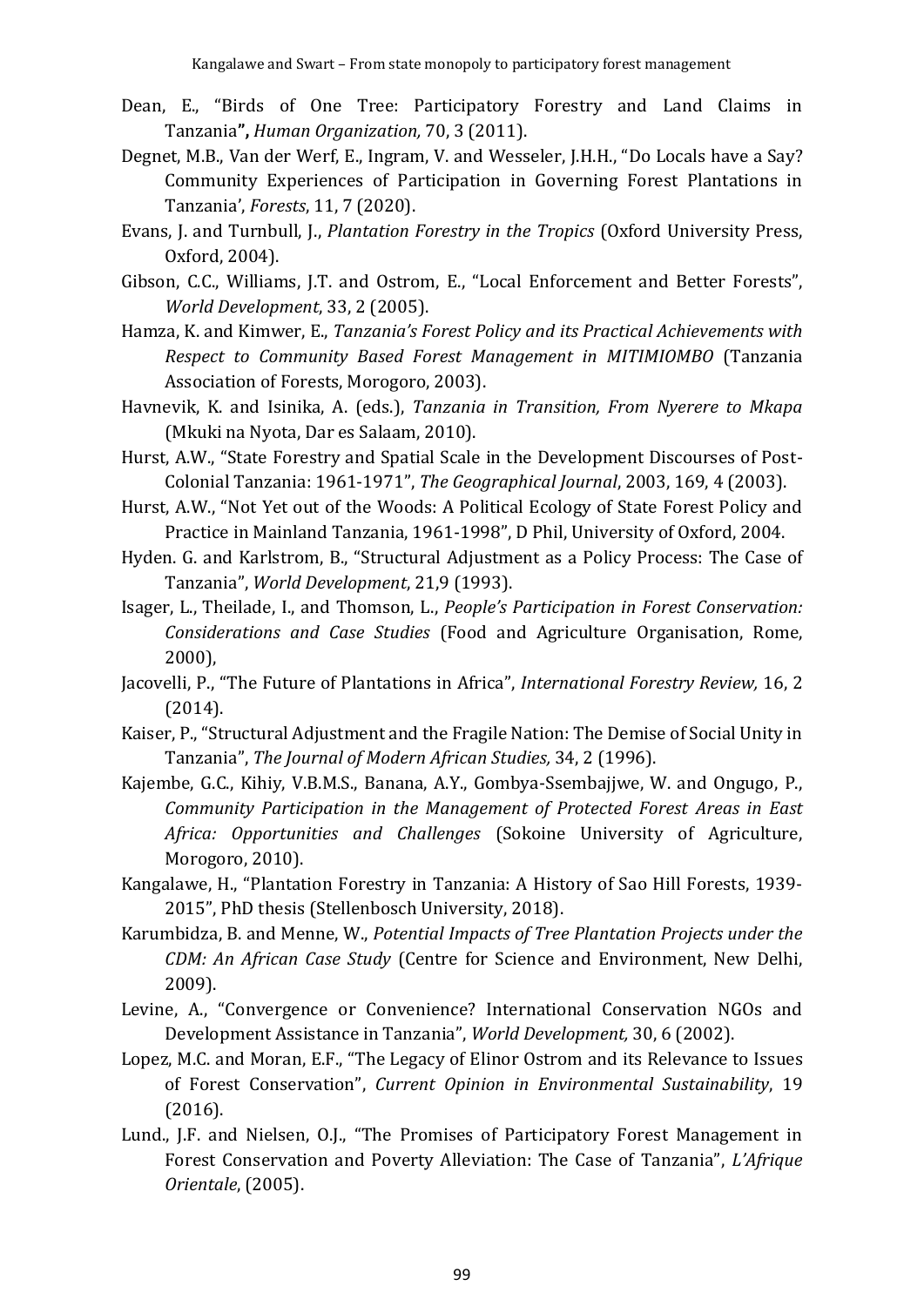Dean, E., "Birds of One Tree: Participatory Forestry and Land Claims in Tanzania**",** *Human Organization,* 70, 3 (2011).

Degnet, M.B., Van der Werf, E., Ingram, V. and Wesseler, J.H.H., "Do Locals have a Say? Community Experiences of Participation in Governing Forest Plantations in Tanzania', *Forests*, 11, 7 (2020).

Evans, J. and Turnbull, J., *Plantation Forestry in the Tropics* (Oxford University Press, Oxford, 2004).

Gibson, C.C., Williams, J.T. and Ostrom, E., "Local Enforcement and Better Forests", *World Development*, 33, 2 (2005).

Hamza, K. and Kimwer, E., *Tanzania's Forest Policy and its Practical Achievements with Respect to Community Based Forest Management in MITIMIOMBO* (Tanzania Association of Forests, Morogoro, 2003).

Havnevik, K. and Isinika, A. (eds.), *Tanzania in Transition, From Nyerere to Mkapa* (Mkuki na Nyota, Dar es Salaam, 2010).

Hurst, A.W., "State Forestry and Spatial Scale in the Development Discourses of Post-Colonial Tanzania: 1961-1971", *The Geographical Journal*, 2003, 169, 4 (2003).

Hurst, A.W., "Not Yet out of the Woods: A Political Ecology of State Forest Policy and Practice in Mainland Tanzania, 1961-1998", D Phil, University of Oxford, 2004.

Hyden. G. and Karlstrom, B., "Structural Adjustment as a Policy Process: The Case of Tanzania", *World Development*, 21,9 (1993).

Isager, L., Theilade, I., and Thomson, L., *People's Participation in Forest Conservation: Considerations and Case Studies* (Food and Agriculture Organisation, Rome, 2000),

Jacovelli, P., "The Future of Plantations in Africa", *International Forestry Review,* 16, 2 (2014).

Kaiser, P., "Structural Adjustment and the Fragile Nation: The Demise of Social Unity in Tanzania", *The Journal of Modern African Studies,* 34, 2 (1996).

Kajembe, G.C., Kihiy, V.B.M.S., Banana, A.Y., Gombya-Ssembajjwe, W. and Ongugo, P., *Community Participation in the Management of Protected Forest Areas in East Africa: Opportunities and Challenges* (Sokoine University of Agriculture, Morogoro, 2010).

Kangalawe, H., "Plantation Forestry in Tanzania: A History of Sao Hill Forests, 1939-2015", PhD thesis (Stellenbosch University, 2018).

Karumbidza, B. and Menne, W., *Potential Impacts of Tree Plantation Projects under the CDM: An African Case Study* (Centre for Science and Environment, New Delhi, 2009).

Levine, A., "Convergence or Convenience? International Conservation NGOs and Development Assistance in Tanzania", *World Development,* 30, 6 (2002).

Lopez, M.C. and Moran, E.F., "The Legacy of Elinor Ostrom and its Relevance to Issues of Forest Conservation", *Current Opinion in Environmental Sustainability*, 19 (2016).

Lund., J.F. and Nielsen, O.J., "The Promises of Participatory Forest Management in Forest Conservation and Poverty Alleviation: The Case of Tanzania", *L'Afrique Orientale*, (2005).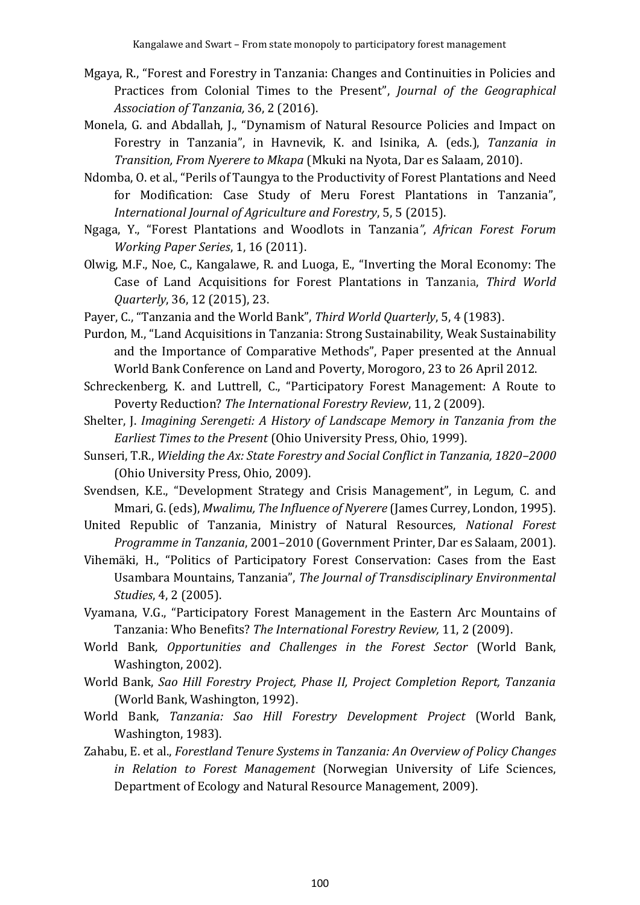Mgaya, R., "Forest and Forestry in Tanzania: Changes and Continuities in Policies and Practices from Colonial Times to the Present", *Journal of the Geographical Association of Tanzania,* 36, 2 (2016).

Monela, G. and Abdallah, J., "Dynamism of Natural Resource Policies and Impact on Forestry in Tanzania", in Havnevik, K. and Isinika, A. (eds.), *Tanzania in Transition, From Nyerere to Mkapa* (Mkuki na Nyota, Dar es Salaam, 2010).

Ndomba, O. et al., "Perils of Taungya to the Productivity of Forest Plantations and Need for Modification: Case Study of Meru Forest Plantations in Tanzania", *International Journal of Agriculture and Forestry*, 5, 5 (2015).

Ngaga, Y., "Forest Plantations and Woodlots in Tanzania*"*, *African Forest Forum Working Paper Series*, 1, 16 (2011).

Olwig, M.F., Noe, C., Kangalawe, R. and Luoga, E., "Inverting the Moral Economy: The Case of Land Acquisitions for Forest Plantations in Tanzania, *Third World Quarterly*, 36, 12 (2015), 23.

Payer, C., "Tanzania and the World Bank", *Third World Quarterly*, 5, 4 (1983).

Purdon, M., "Land Acquisitions in Tanzania: Strong Sustainability, Weak Sustainability and the Importance of Comparative Methods", Paper presented at the Annual World Bank Conference on Land and Poverty, Morogoro, 23 to 26 April 2012.

Schreckenberg, K. and Luttrell, C., "Participatory Forest Management: A Route to Poverty Reduction? *The International Forestry Review*, 11, 2 (2009).

Shelter, J. *Imagining Serengeti: A History of Landscape Memory in Tanzania from the Earliest Times to the Present* (Ohio University Press, Ohio, 1999).

Sunseri, T.R., *Wielding the Ax: State Forestry and Social Conflict in Tanzania, 1820–2000* (Ohio University Press, Ohio, 2009).

Svendsen, K.E., "Development Strategy and Crisis Management", in Legum, C. and Mmari, G. (eds), *Mwalimu, The Influence of Nyerere* (James Currey, London, 1995).

United Republic of Tanzania, Ministry of Natural Resources, *National Forest Programme in Tanzania*, 2001–2010 (Government Printer, Dar es Salaam, 2001).

Vihemäki, H., "Politics of Participatory Forest Conservation: Cases from the East Usambara Mountains, Tanzania", *The Journal of Transdisciplinary Environmental Studies*, 4, 2 (2005).

Vyamana, V.G., "Participatory Forest Management in the Eastern Arc Mountains of Tanzania: Who Benefits? *The International Forestry Review,* 11, 2 (2009).

World Bank*, Opportunities and Challenges in the Forest Sector* (World Bank, Washington, 2002).

World Bank, *Sao Hill Forestry Project, Phase II, Project Completion Report, Tanzania* (World Bank, Washington, 1992).

World Bank, *Tanzania: Sao Hill Forestry Development Project* (World Bank, Washington, 1983).

Zahabu, E. et al., *Forestland Tenure Systems in Tanzania: An Overview of Policy Changes in Relation to Forest Management* (Norwegian University of Life Sciences, Department of Ecology and Natural Resource Management, 2009).